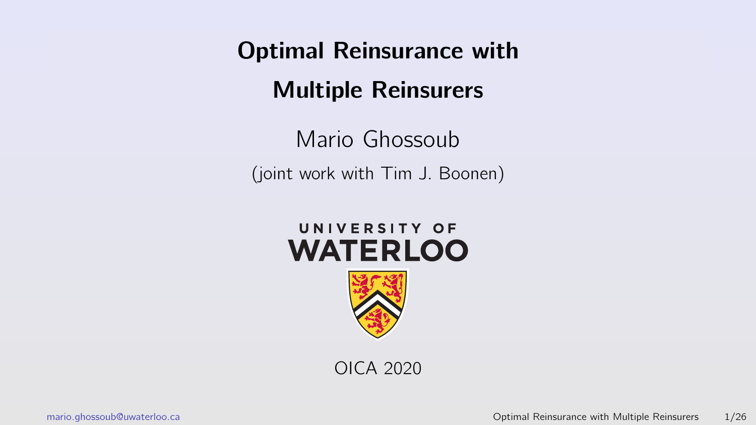# Optimal Reinsurance with Multiple Reinsurers

Mario Ghossoub

(joint work with Tim J. Boonen)

UNIVERSITY OF WATERLOO

OICA 2020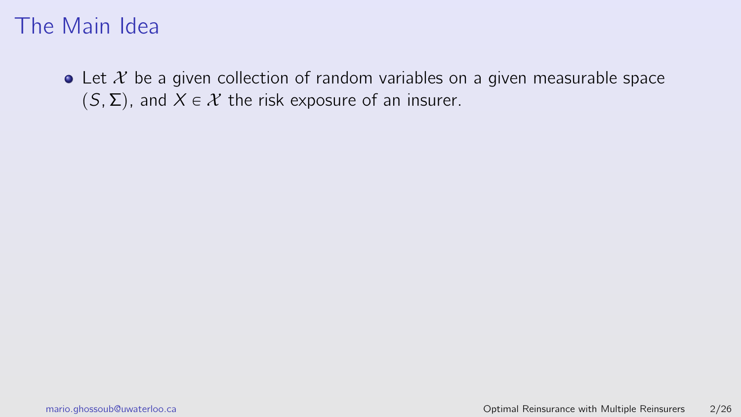# The Main Idea

- Let $\mathcal{X}$ be a given collection of random variables on a given measurable space $(S, \Sigma)$, and $X \in \mathcal{X}$ the risk exposure of an insurer.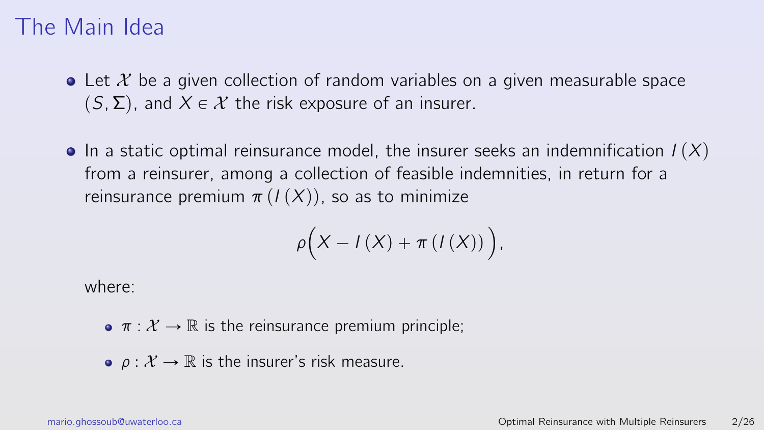# The Main Idea

- Let $\mathcal{X}$ be a given collection of random variables on a given measurable space $(S, \Sigma)$, and $X \in \mathcal{X}$ the risk exposure of an insurer.

- In a static optimal reinsurance model, the insurer seeks an indemnification $I(X)$ from a reinsurer, among a collection of feasible indemnities, in return for a reinsurance premium $\pi(I(X))$, so as to minimize

$$\rho\Big(X - I(X) + \pi(I(X))\Big),$$

  where:

  - $\pi : \mathcal{X} \to \mathbb{R}$ is the reinsurance premium principle;
  - $\rho : \mathcal{X} \to \mathbb{R}$ is the insurer's risk measure.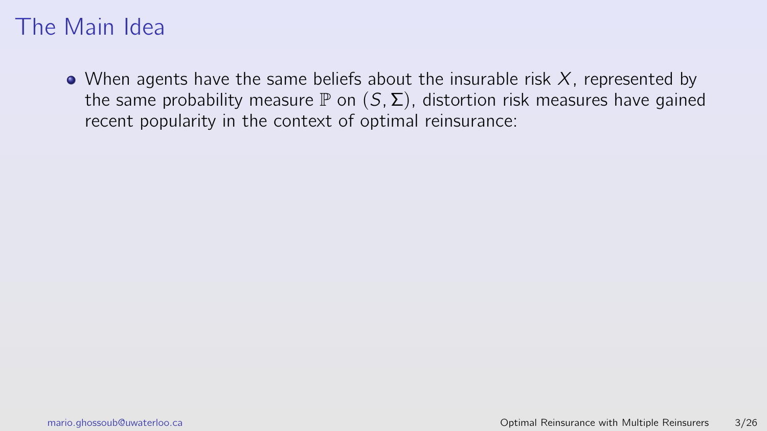# The Main Idea

- When agents have the same beliefs about the insurable risk $X$, represented by the same probability measure $\mathbb{P}$ on $(S, \Sigma)$, distortion risk measures have gained recent popularity in the context of optimal reinsurance: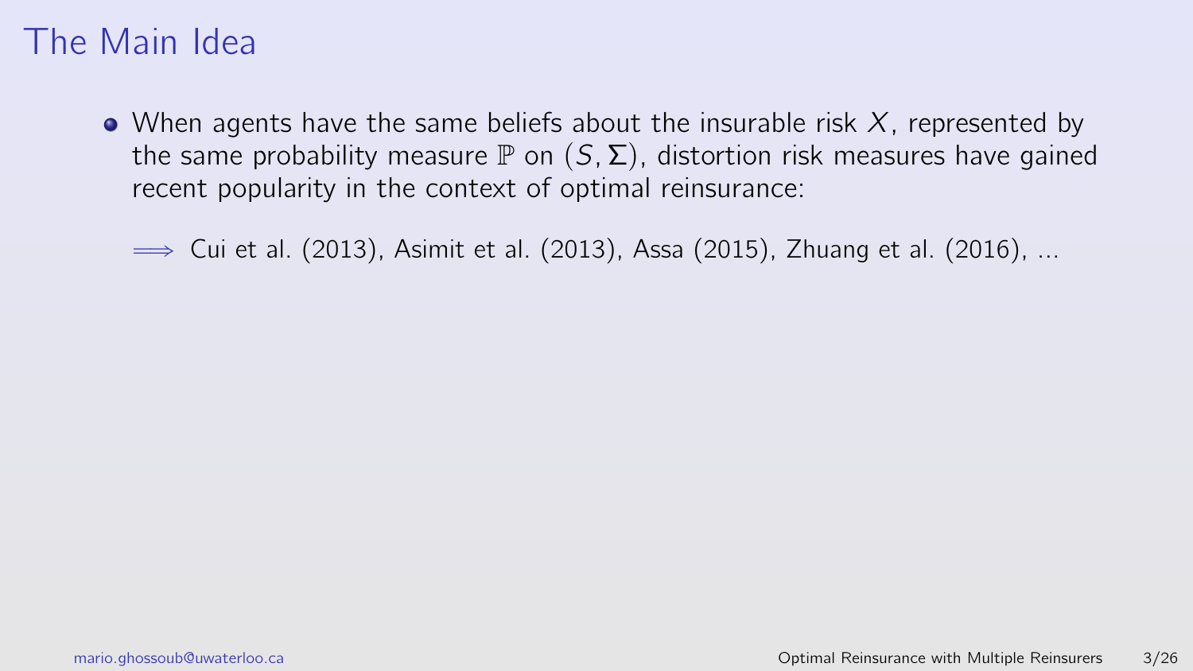# The Main Idea

- When agents have the same beliefs about the insurable risk $X$, represented by the same probability measure $\mathbb{P}$ on $(S, \Sigma)$, distortion risk measures have gained recent popularity in the context of optimal reinsurance:

  $\Longrightarrow$ Cui et al. (2013), Asimit et al. (2013), Assa (2015), Zhuang et al. (2016), ...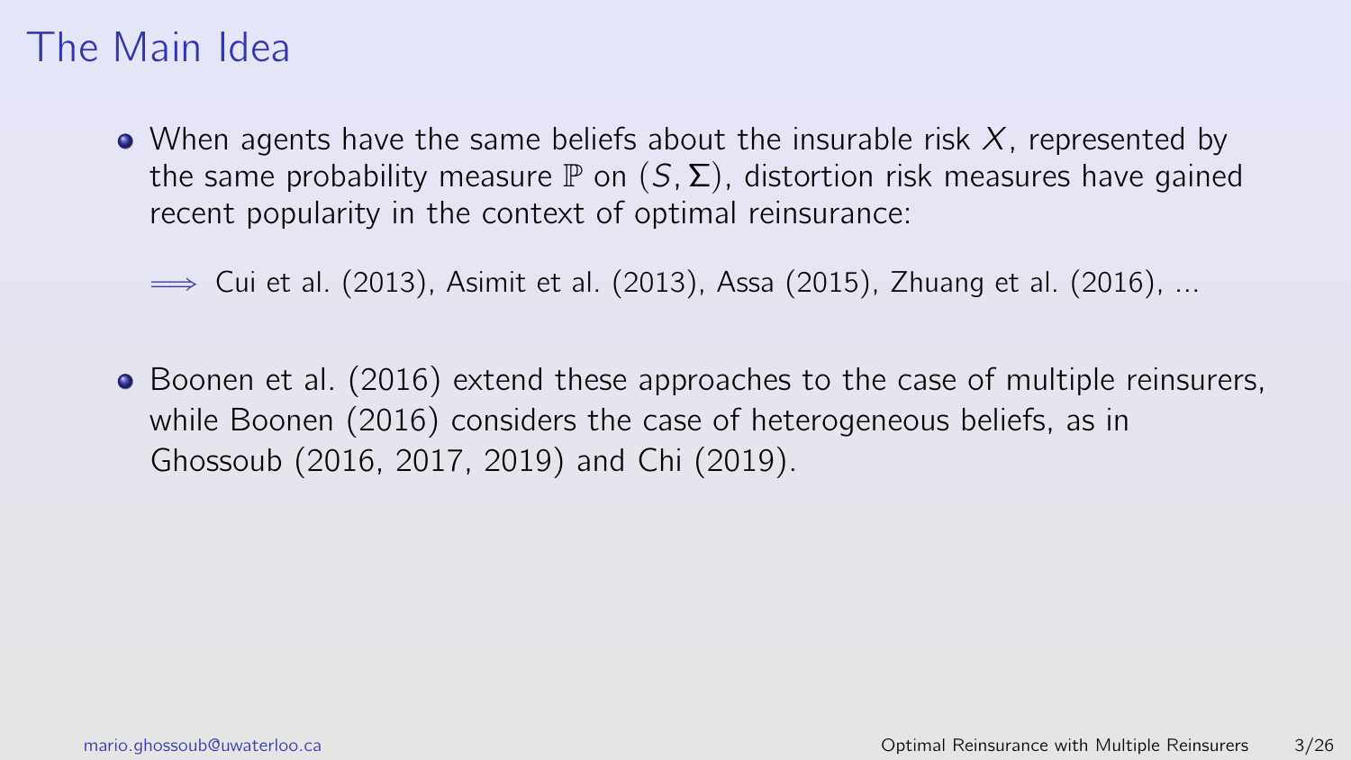# The Main Idea

- When agents have the same beliefs about the insurable risk $X$, represented by the same probability measure $\mathbb{P}$ on $(S, \Sigma)$, distortion risk measures have gained recent popularity in the context of optimal reinsurance:

  $\Longrightarrow$ Cui et al. (2013), Asimit et al. (2013), Assa (2015), Zhuang et al. (2016), ...

- Boonen et al. (2016) extend these approaches to the case of multiple reinsurers, while Boonen (2016) considers the case of heterogeneous beliefs, as in Ghossoub (2016, 2017, 2019) and Chi (2019).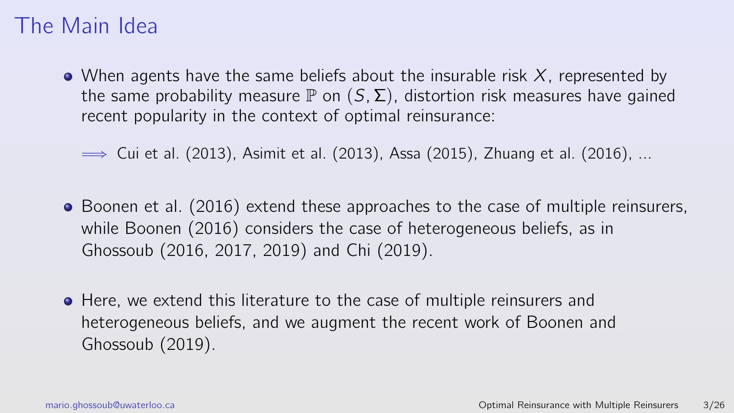# The Main Idea

- When agents have the same beliefs about the insurable risk $X$, represented by the same probability measure $\mathbb{P}$ on $(S, \Sigma)$, distortion risk measures have gained recent popularity in the context of optimal reinsurance:

  $\Longrightarrow$ Cui et al. (2013), Asimit et al. (2013), Assa (2015), Zhuang et al. (2016), ...

- Boonen et al. (2016) extend these approaches to the case of multiple reinsurers, while Boonen (2016) considers the case of heterogeneous beliefs, as in Ghossoub (2016, 2017, 2019) and Chi (2019).

- Here, we extend this literature to the case of multiple reinsurers and heterogeneous beliefs, and we augment the recent work of Boonen and Ghossoub (2019).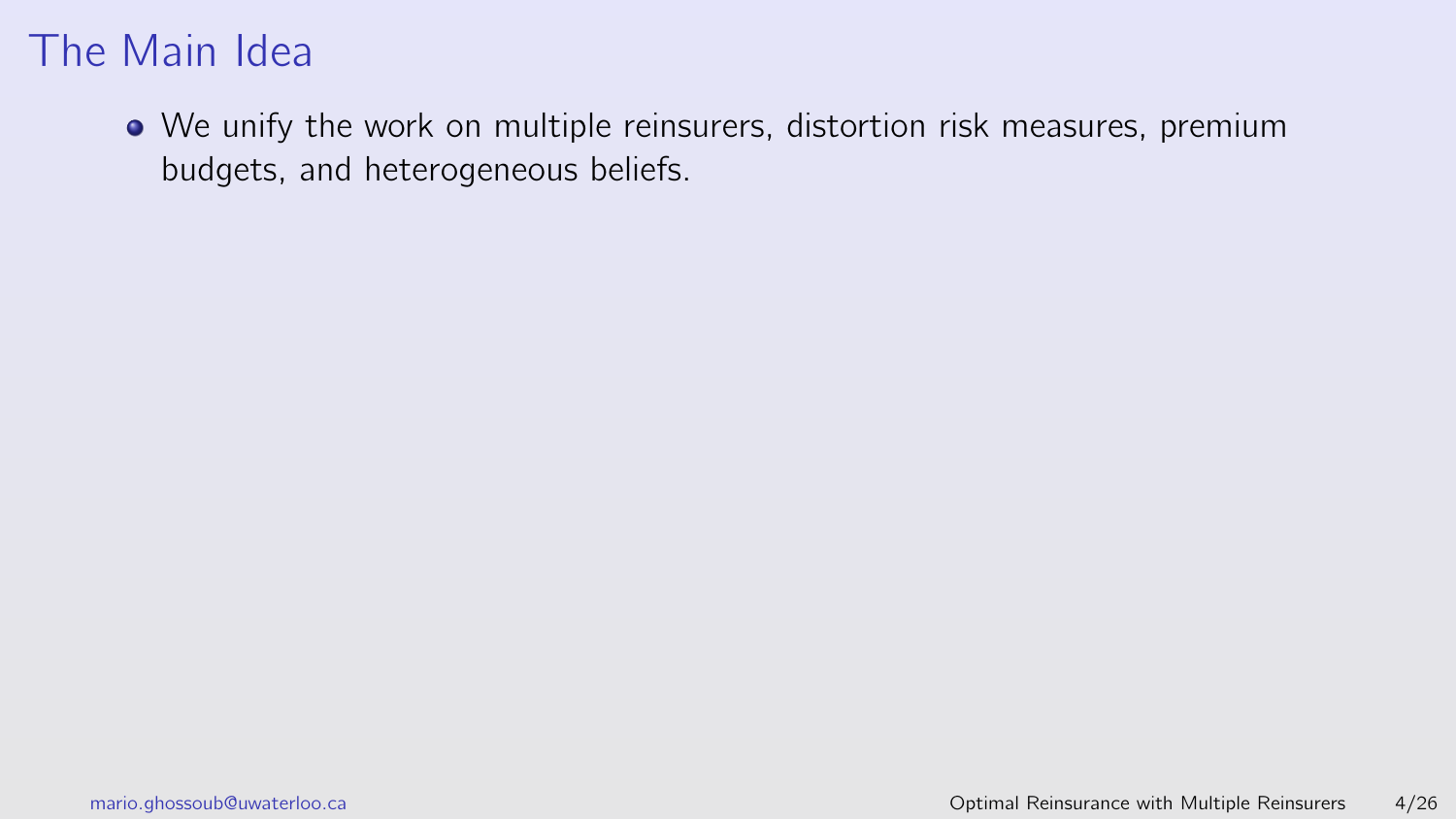# The Main Idea

- We unify the work on multiple reinsurers, distortion risk measures, premium budgets, and heterogeneous beliefs.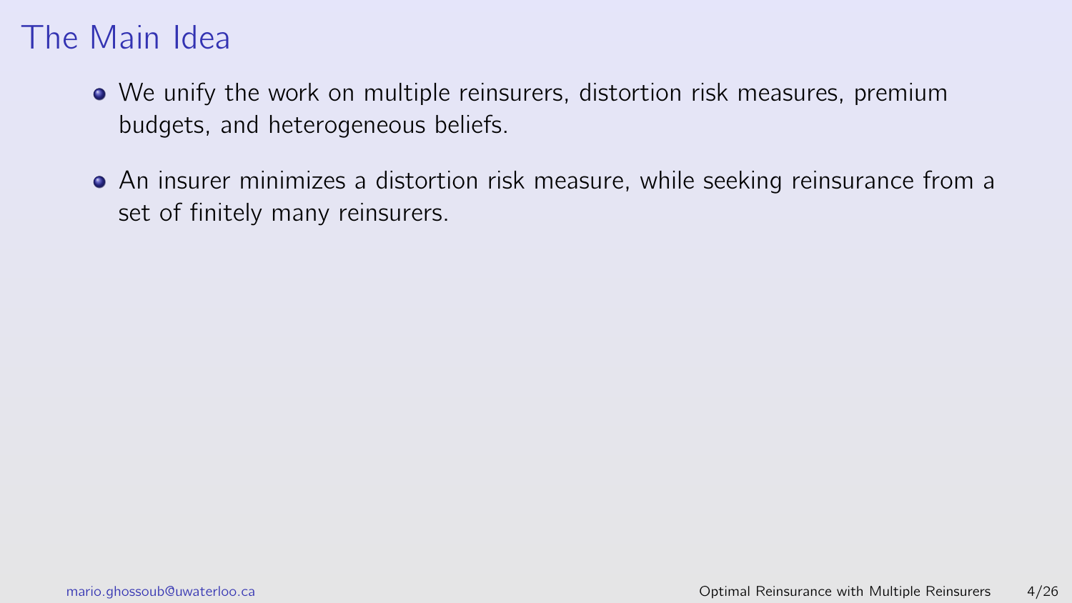# The Main Idea

- We unify the work on multiple reinsurers, distortion risk measures, premium budgets, and heterogeneous beliefs.
- An insurer minimizes a distortion risk measure, while seeking reinsurance from a set of finitely many reinsurers.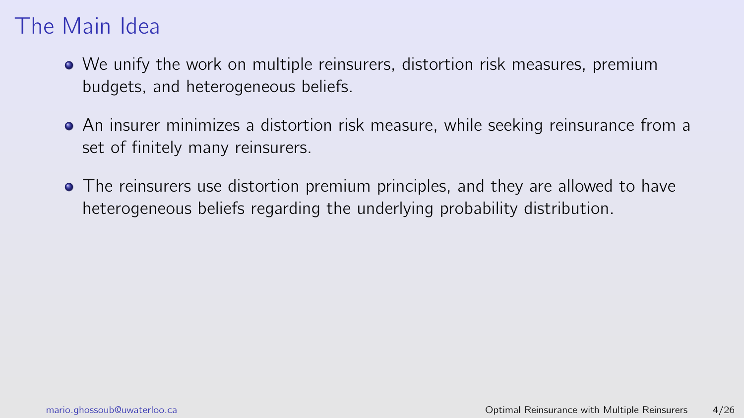# The Main Idea

- We unify the work on multiple reinsurers, distortion risk measures, premium budgets, and heterogeneous beliefs.
- An insurer minimizes a distortion risk measure, while seeking reinsurance from a set of finitely many reinsurers.
- The reinsurers use distortion premium principles, and they are allowed to have heterogeneous beliefs regarding the underlying probability distribution.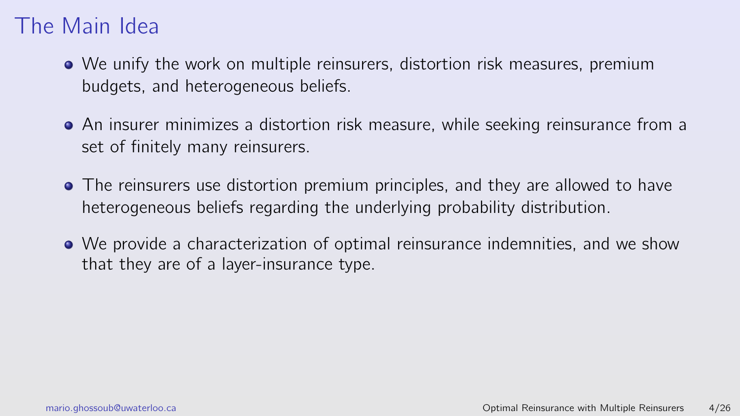# The Main Idea

- We unify the work on multiple reinsurers, distortion risk measures, premium budgets, and heterogeneous beliefs.
- An insurer minimizes a distortion risk measure, while seeking reinsurance from a set of finitely many reinsurers.
- The reinsurers use distortion premium principles, and they are allowed to have heterogeneous beliefs regarding the underlying probability distribution.
- We provide a characterization of optimal reinsurance indemnities, and we show that they are of a layer-insurance type.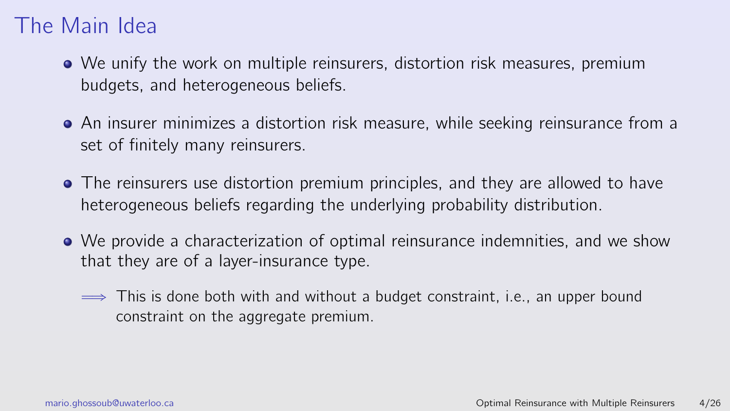# The Main Idea

- We unify the work on multiple reinsurers, distortion risk measures, premium budgets, and heterogeneous beliefs.
- An insurer minimizes a distortion risk measure, while seeking reinsurance from a set of finitely many reinsurers.
- The reinsurers use distortion premium principles, and they are allowed to have heterogeneous beliefs regarding the underlying probability distribution.
- We provide a characterization of optimal reinsurance indemnities, and we show that they are of a layer-insurance type.

  $\Longrightarrow$ This is done both with and without a budget constraint, i.e., an upper bound constraint on the aggregate premium.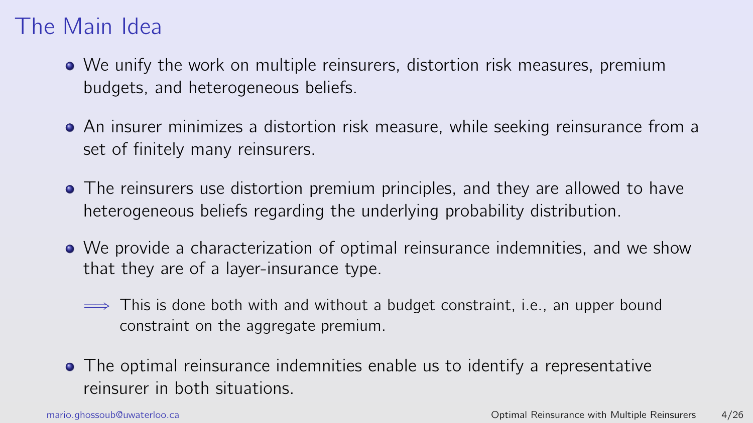# The Main Idea

- We unify the work on multiple reinsurers, distortion risk measures, premium budgets, and heterogeneous beliefs.
- An insurer minimizes a distortion risk measure, while seeking reinsurance from a set of finitely many reinsurers.
- The reinsurers use distortion premium principles, and they are allowed to have heterogeneous beliefs regarding the underlying probability distribution.
- We provide a characterization of optimal reinsurance indemnities, and we show that they are of a layer-insurance type.
  - $\Longrightarrow$ This is done both with and without a budget constraint, i.e., an upper bound constraint on the aggregate premium.
- The optimal reinsurance indemnities enable us to identify a representative reinsurer in both situations.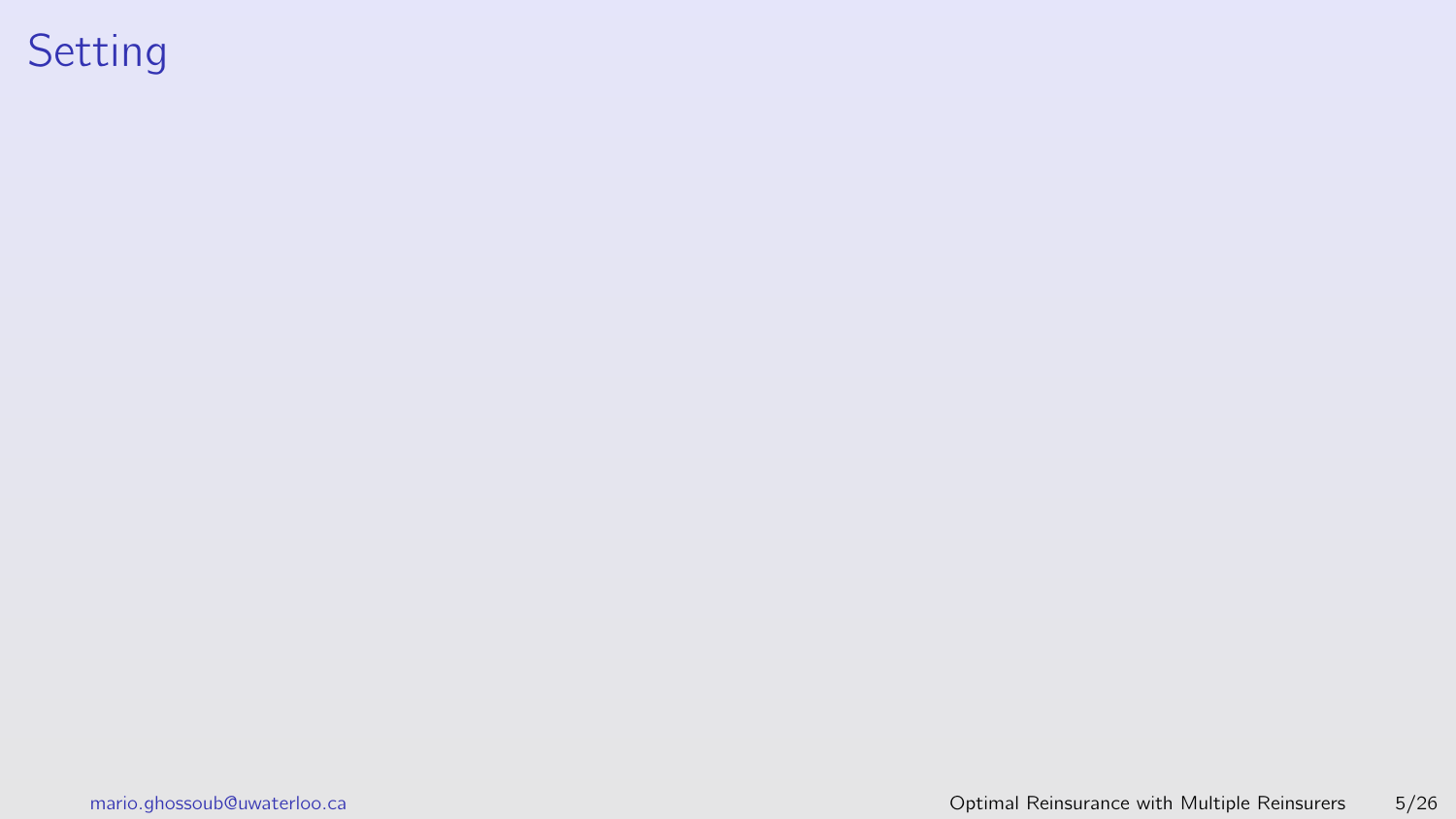# Setting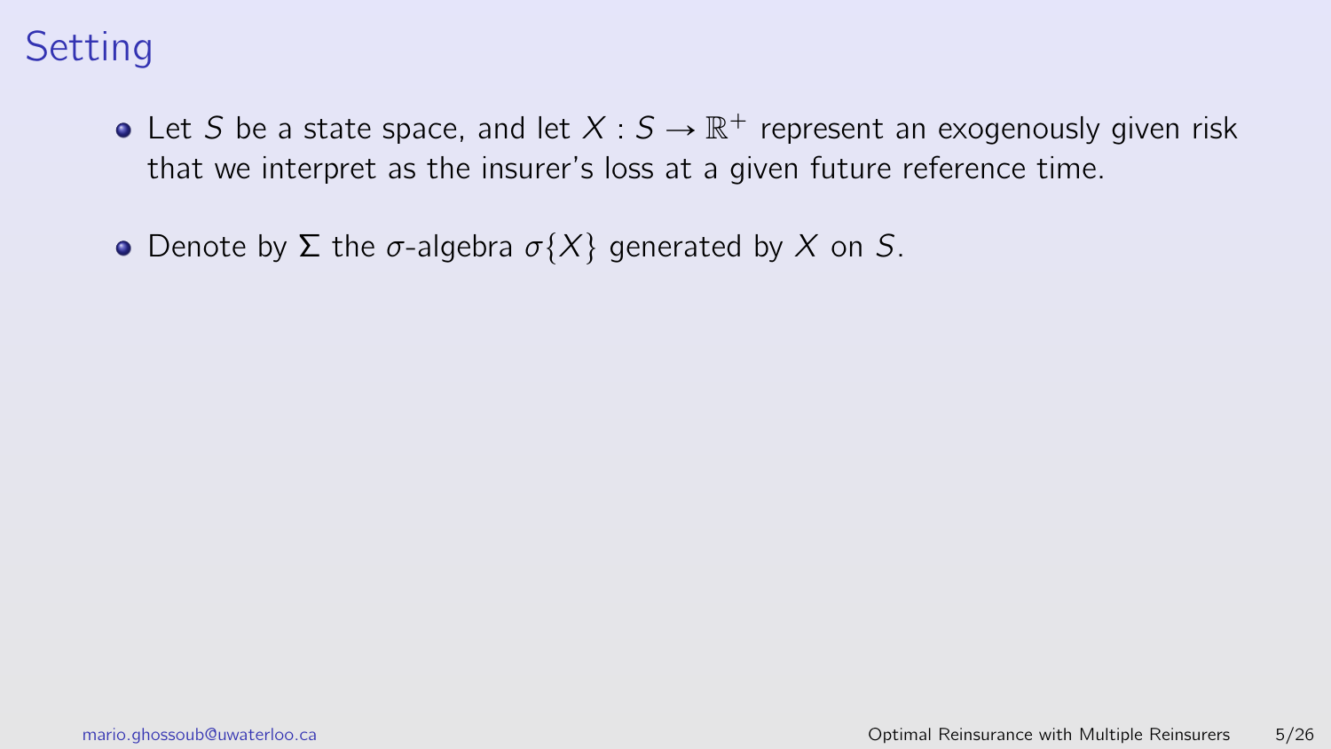# Setting

- Let $S$ be a state space, and let $X : S \to \mathbb{R}^+$ represent an exogenously given risk that we interpret as the insurer's loss at a given future reference time.
- Denote by $\Sigma$ the $\sigma$-algebra $\sigma\{X\}$ generated by $X$ on $S$.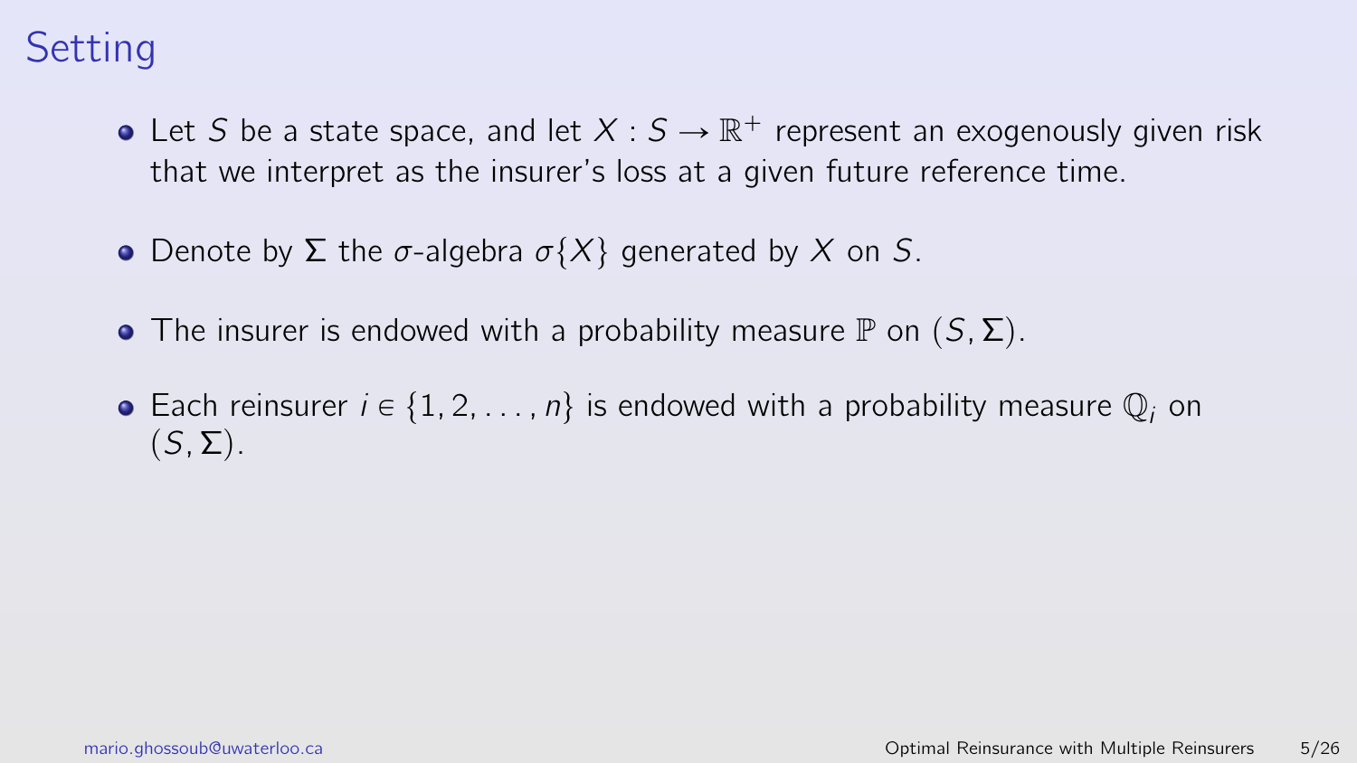# Setting

- Let $S$ be a state space, and let $X : S \to \mathbb{R}^+$ represent an exogenously given risk that we interpret as the insurer's loss at a given future reference time.
- Denote by $\Sigma$ the $\sigma$-algebra $\sigma\{X\}$ generated by $X$ on $S$.
- The insurer is endowed with a probability measure $\mathbb{P}$ on $(S, \Sigma)$.
- Each reinsurer $i \in \{1, 2, \ldots, n\}$ is endowed with a probability measure $\mathbb{Q}_i$ on $(S, \Sigma)$.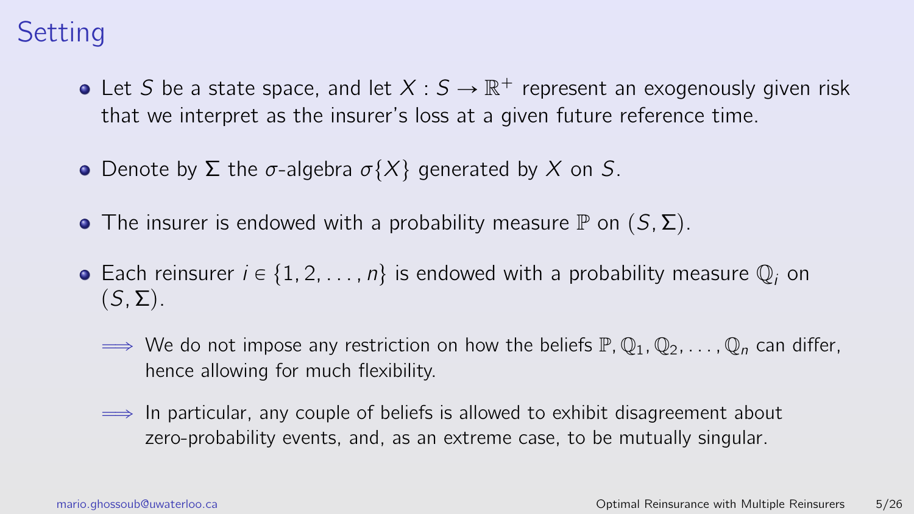# Setting

- Let $S$ be a state space, and let $X : S \to \mathbb{R}^+$ represent an exogenously given risk that we interpret as the insurer's loss at a given future reference time.
- Denote by $\Sigma$ the $\sigma$-algebra $\sigma\{X\}$ generated by $X$ on $S$.
- The insurer is endowed with a probability measure $\mathbb{P}$ on $(S, \Sigma)$.
- Each reinsurer $i \in \{1, 2, \ldots, n\}$ is endowed with a probability measure $\mathbb{Q}_i$ on $(S, \Sigma)$.
  - $\Longrightarrow$ We do not impose any restriction on how the beliefs $\mathbb{P}, \mathbb{Q}_1, \mathbb{Q}_2, \ldots, \mathbb{Q}_n$ can differ, hence allowing for much flexibility.
  - $\Longrightarrow$ In particular, any couple of beliefs is allowed to exhibit disagreement about zero-probability events, and, as an extreme case, to be mutually singular.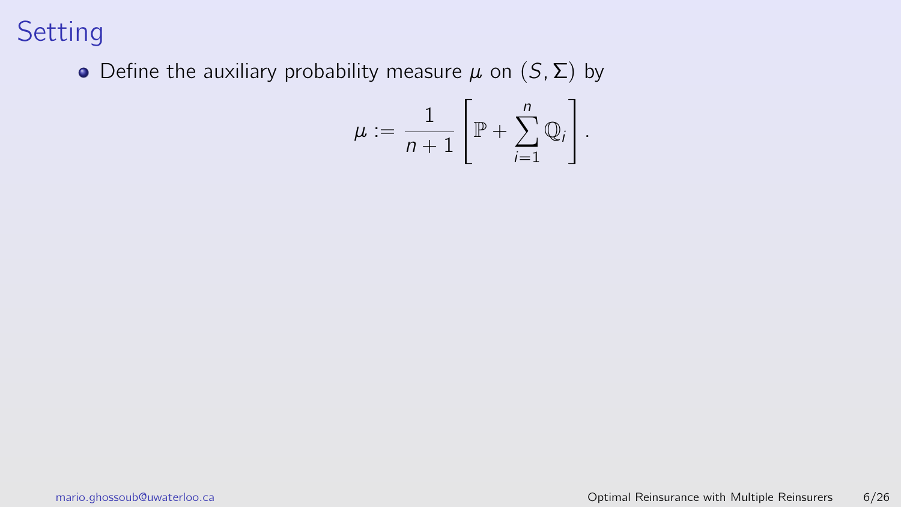# Setting

- Define the auxiliary probability measure $\mu$ on $(S, \Sigma)$ by

$$\mu := \frac{1}{n+1}\left[\mathbb{P} + \sum_{i=1}^{n} \mathbb{Q}_i\right].$$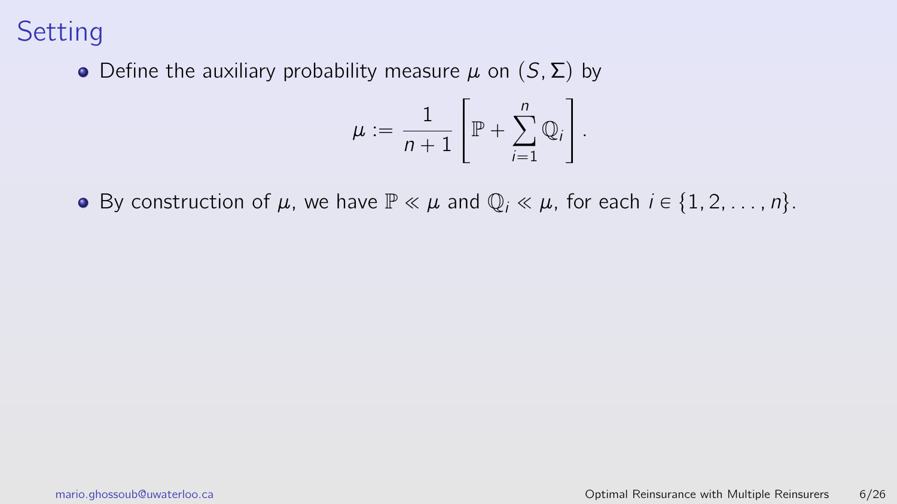# Setting

- Define the auxiliary probability measure $\mu$ on $(S, \Sigma)$ by

$$\mu := \frac{1}{n+1} \left[ \mathbb{P} + \sum_{i=1}^{n} \mathbb{Q}_i \right].$$

- By construction of $\mu$, we have $\mathbb{P} \ll \mu$ and $\mathbb{Q}_i \ll \mu$, for each $i \in \{1, 2, \ldots, n\}$.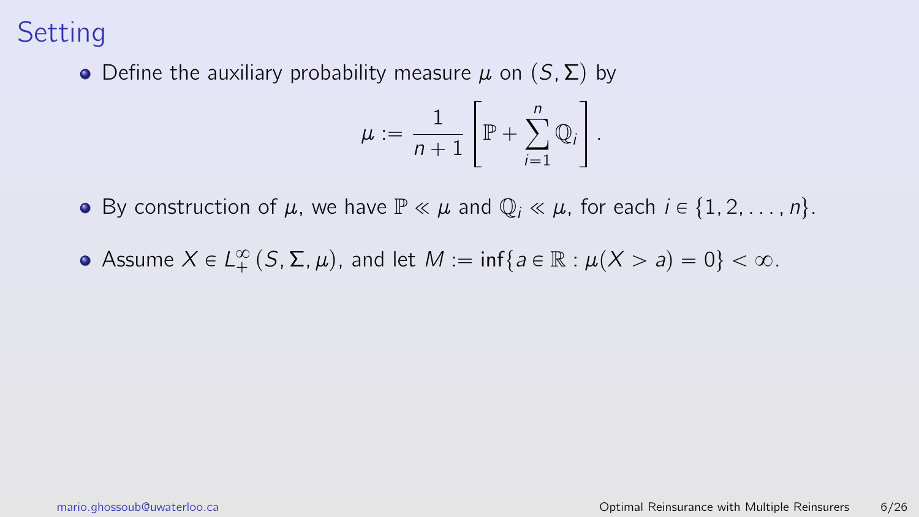# Setting

- Define the auxiliary probability measure $\mu$ on $(S, \Sigma)$ by

$$\mu := \frac{1}{n+1}\left[\mathbb{P} + \sum_{i=1}^{n} \mathbb{Q}_i\right].$$

- By construction of $\mu$, we have $\mathbb{P} \ll \mu$ and $\mathbb{Q}_i \ll \mu$, for each $i \in \{1, 2, \ldots, n\}$.

- Assume $X \in L^{\infty}_{+}(S, \Sigma, \mu)$, and let $M := \inf\{a \in \mathbb{R} : \mu(X > a) = 0\} < \infty$.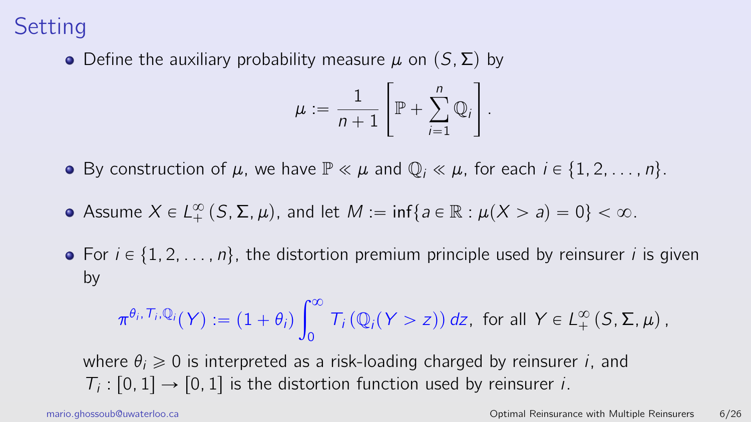# Setting

- Define the auxiliary probability measure $\mu$ on $(S, \Sigma)$ by

$$\mu := \frac{1}{n+1} \left[ \mathbb{P} + \sum_{i=1}^{n} \mathbb{Q}_i \right].$$

- By construction of $\mu$, we have $\mathbb{P} \ll \mu$ and $\mathbb{Q}_i \ll \mu$, for each $i \in \{1, 2, \ldots, n\}$.

- Assume $X \in L^{\infty}_{+}(S, \Sigma, \mu)$, and let $M := \inf\{a \in \mathbb{R} : \mu(X > a) = 0\} < \infty$.

- For $i \in \{1, 2, \ldots, n\}$, the distortion premium principle used by reinsurer $i$ is given by

$$\pi^{\theta_i, T_i, \mathbb{Q}_i}(Y) := (1 + \theta_i) \int_0^{\infty} T_i\left(\mathbb{Q}_i(Y > z)\right) dz, \text{ for all } Y \in L^{\infty}_{+}(S, \Sigma, \mu),$$

where $\theta_i \geqslant 0$ is interpreted as a risk-loading charged by reinsurer $i$, and $T_i : [0, 1] \to [0, 1]$ is the distortion function used by reinsurer $i$.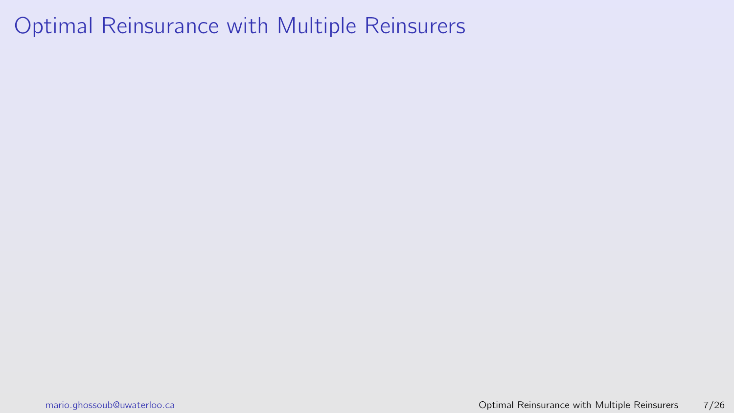# Optimal Reinsurance with Multiple Reinsurers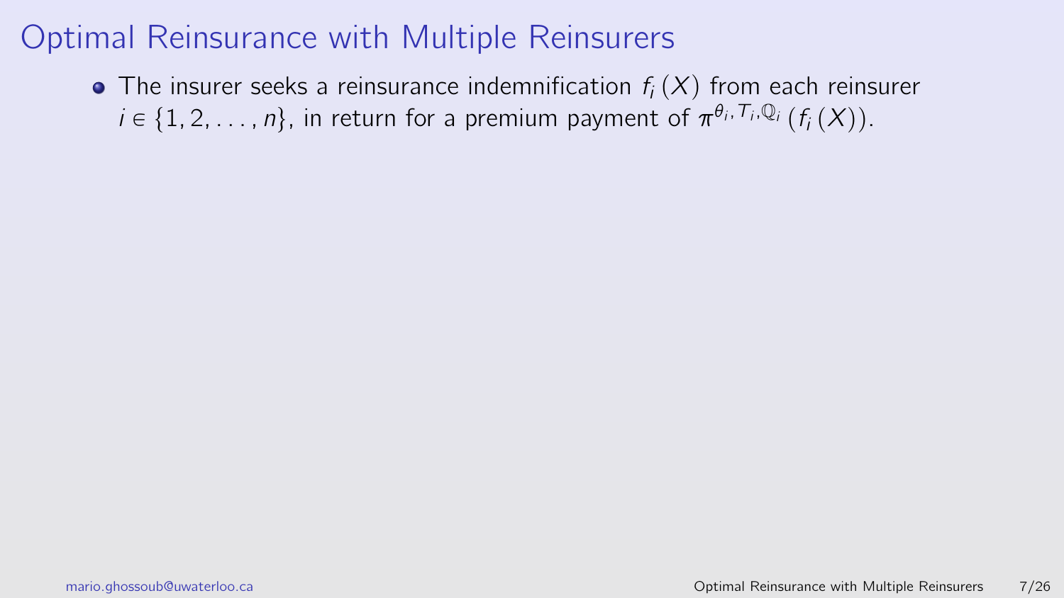# Optimal Reinsurance with Multiple Reinsurers

- The insurer seeks a reinsurance indemnification $f_i(X)$ from each reinsurer $i \in \{1, 2, \ldots, n\}$, in return for a premium payment of $\pi^{\theta_i, T_i, \mathbb{Q}_i}(f_i(X))$.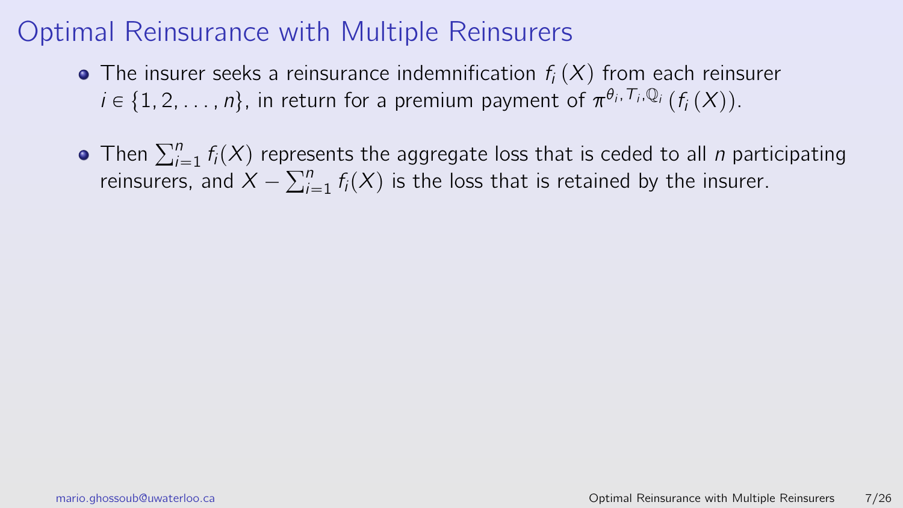# Optimal Reinsurance with Multiple Reinsurers

- The insurer seeks a reinsurance indemnification $f_i(X)$ from each reinsurer $i \in \{1, 2, \ldots, n\}$, in return for a premium payment of $\pi^{\theta_i, T_i, \mathbb{Q}_i}(f_i(X))$.
- Then $\sum_{i=1}^{n} f_i(X)$ represents the aggregate loss that is ceded to all $n$ participating reinsurers, and $X - \sum_{i=1}^{n} f_i(X)$ is the loss that is retained by the insurer.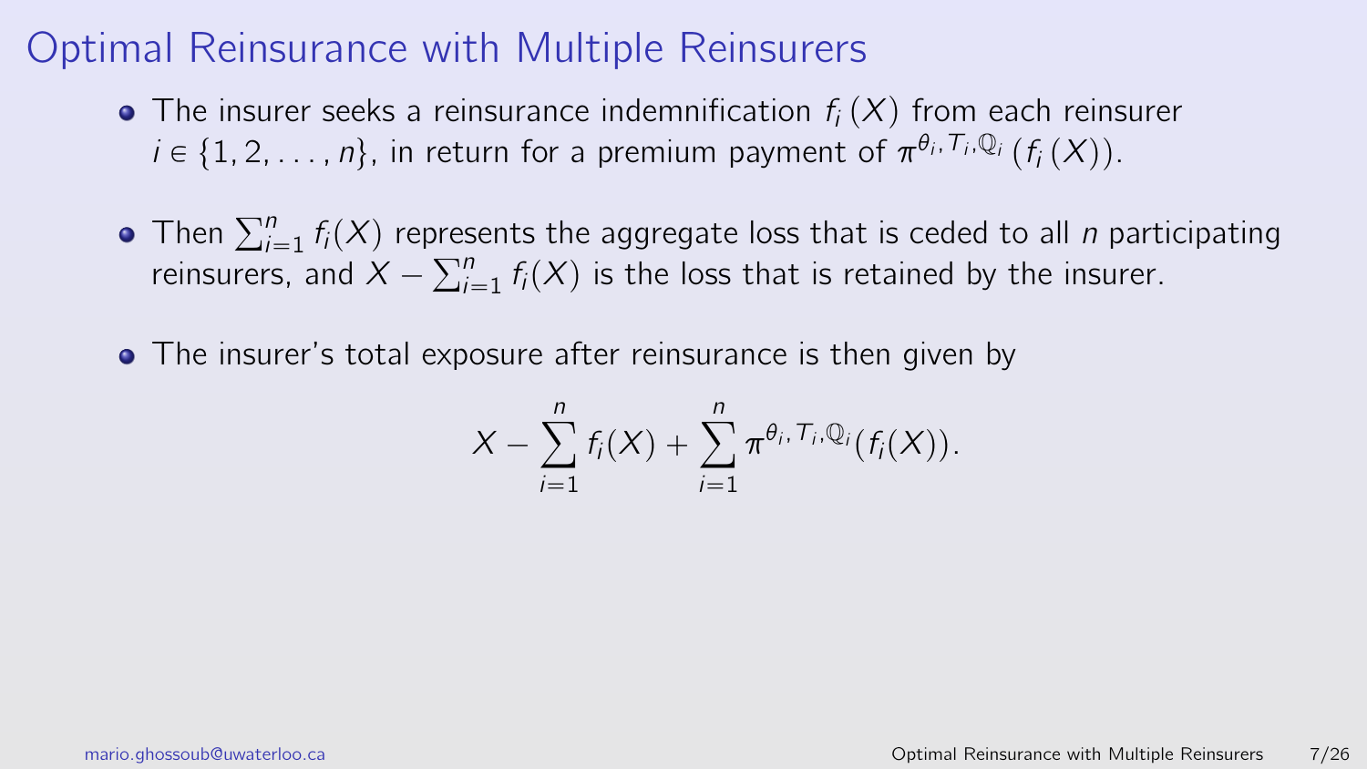# Optimal Reinsurance with Multiple Reinsurers

- The insurer seeks a reinsurance indemnification $f_i(X)$ from each reinsurer $i \in \{1, 2, \ldots, n\}$, in return for a premium payment of $\pi^{\theta_i, T_i, \mathbb{Q}_i}(f_i(X))$.

- Then $\sum_{i=1}^n f_i(X)$ represents the aggregate loss that is ceded to all $n$ participating reinsurers, and $X - \sum_{i=1}^n f_i(X)$ is the loss that is retained by the insurer.

- The insurer's total exposure after reinsurance is then given by

$$X - \sum_{i=1}^{n} f_i(X) + \sum_{i=1}^{n} \pi^{\theta_i, T_i, \mathbb{Q}_i}(f_i(X)).$$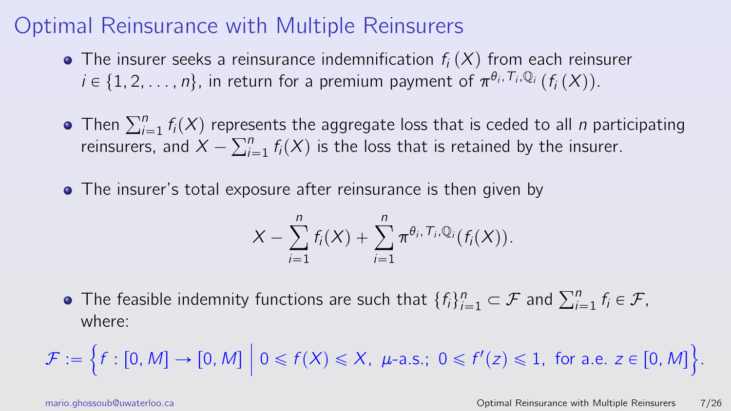# Optimal Reinsurance with Multiple Reinsurers

- The insurer seeks a reinsurance indemnification $f_i(X)$ from each reinsurer $i \in \{1, 2, \ldots, n\}$, in return for a premium payment of $\pi^{\theta_i, T_i, \mathbb{Q}_i}(f_i(X))$.

- Then $\sum_{i=1}^{n} f_i(X)$ represents the aggregate loss that is ceded to all $n$ participating reinsurers, and $X - \sum_{i=1}^{n} f_i(X)$ is the loss that is retained by the insurer.

- The insurer's total exposure after reinsurance is then given by

$$X - \sum_{i=1}^{n} f_i(X) + \sum_{i=1}^{n} \pi^{\theta_i, T_i, \mathbb{Q}_i}(f_i(X)).$$

- The feasible indemnity functions are such that $\{f_i\}_{i=1}^{n} \subset \mathcal{F}$ and $\sum_{i=1}^{n} f_i \in \mathcal{F}$, where:

$$\mathcal{F} := \Big\{ f : [0, M] \to [0, M] \;\Big|\; 0 \leqslant f(X) \leqslant X, \; \mu\text{-a.s.}; \; 0 \leqslant f'(z) \leqslant 1, \text{ for a.e. } z \in [0, M] \Big\}.$$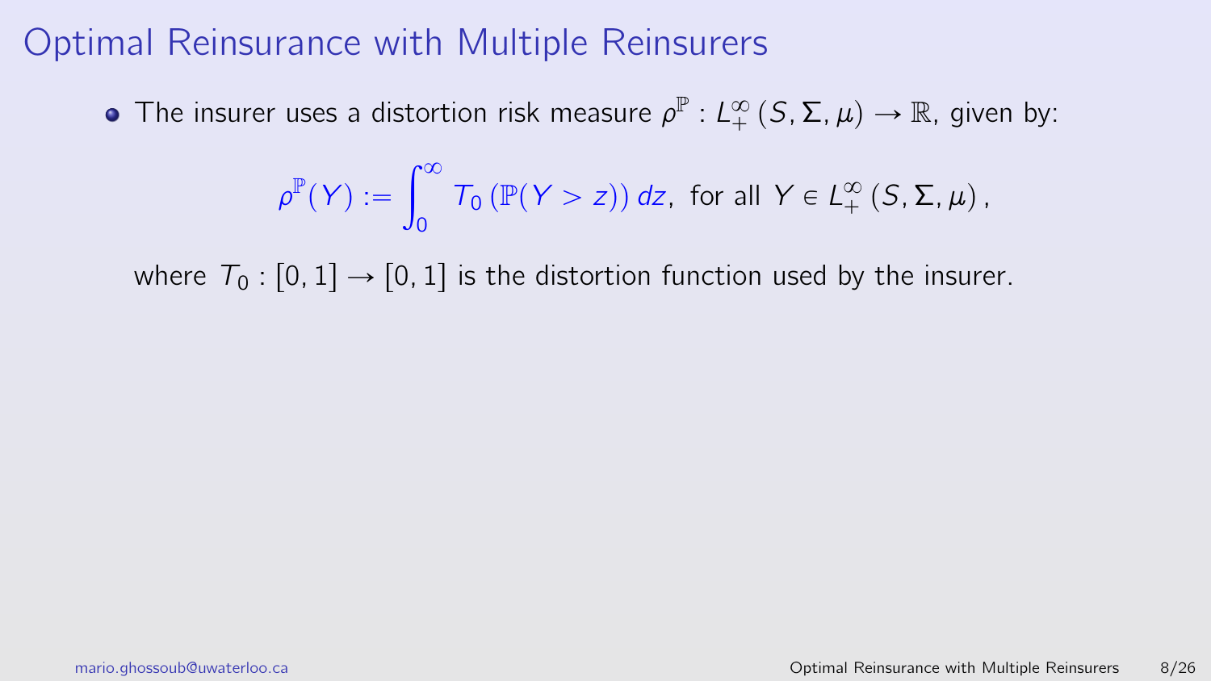# Optimal Reinsurance with Multiple Reinsurers

- The insurer uses a distortion risk measure $\rho^{\mathbb{P}} : L^{\infty}_{+}(S, \Sigma, \mu) \to \mathbb{R}$, given by:

$$\rho^{\mathbb{P}}(Y) := \int_0^{\infty} T_0\left(\mathbb{P}(Y > z)\right) dz, \text{ for all } Y \in L^{\infty}_{+}(S, \Sigma, \mu),$$

where $T_0 : [0, 1] \to [0, 1]$ is the distortion function used by the insurer.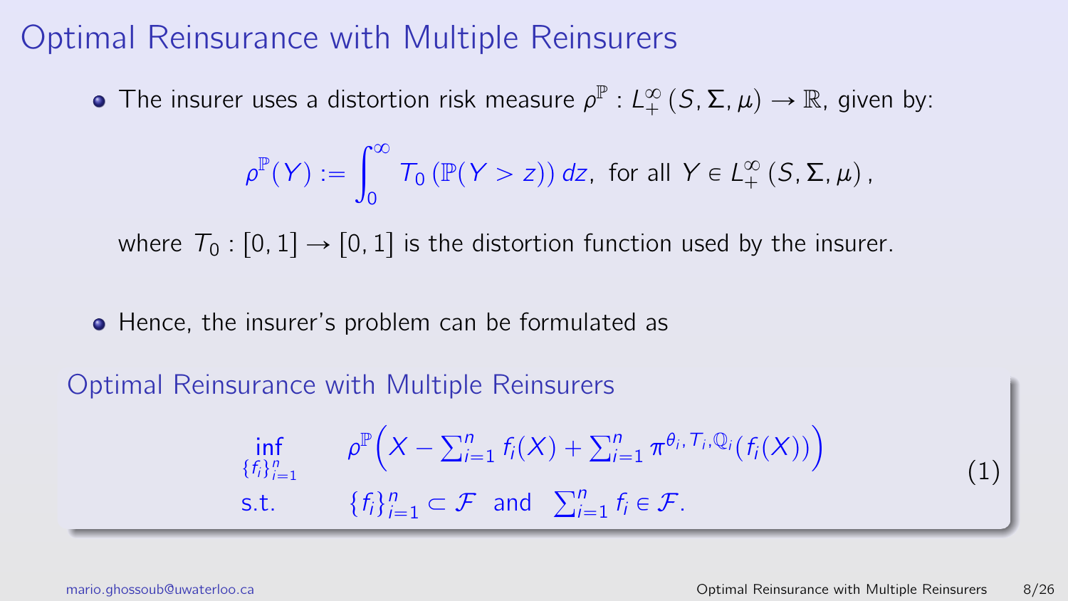# Optimal Reinsurance with Multiple Reinsurers

- The insurer uses a distortion risk measure $\rho^{\mathbb{P}} : L^{\infty}_{+}(S, \Sigma, \mu) \to \mathbb{R}$, given by:

$$\rho^{\mathbb{P}}(Y) := \int_0^{\infty} T_0\left(\mathbb{P}(Y > z)\right) dz, \text{ for all } Y \in L^{\infty}_{+}(S, \Sigma, \mu),$$

where $T_0 : [0, 1] \to [0, 1]$ is the distortion function used by the insurer.

- Hence, the insurer's problem can be formulated as

**Optimal Reinsurance with Multiple Reinsurers**

$$\begin{aligned} \inf_{\{f_i\}_{i=1}^n} \quad & \rho^{\mathbb{P}}\Big(X - \textstyle\sum_{i=1}^n f_i(X) + \sum_{i=1}^n \pi^{\theta_i, T_i, \mathbb{Q}_i}(f_i(X))\Big) \\ \text{s.t.} \quad & \{f_i\}_{i=1}^n \subset \mathcal{F} \ \text{ and } \ \textstyle\sum_{i=1}^n f_i \in \mathcal{F}. \end{aligned} \tag{1}$$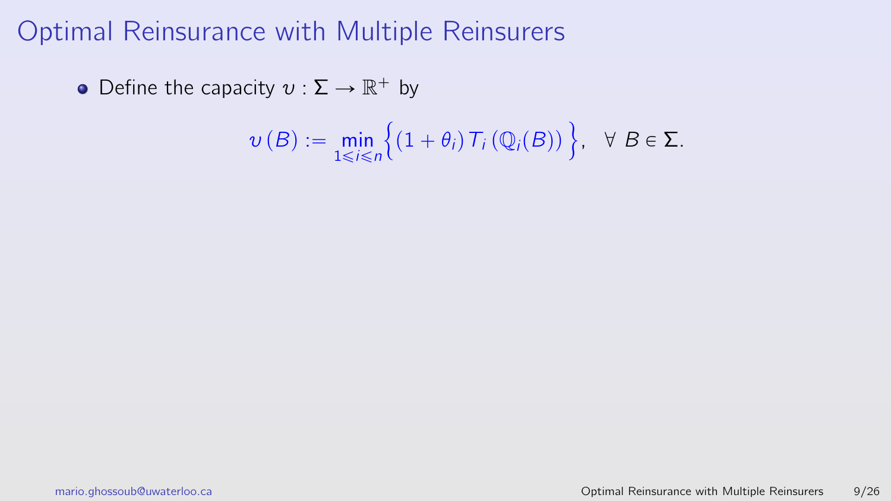# Optimal Reinsurance with Multiple Reinsurers

- Define the capacity $\upsilon : \Sigma \to \mathbb{R}^+$ by

$$\upsilon(B) := \min_{1 \leqslant i \leqslant n} \left\{ (1 + \theta_i) \, T_i \left( \mathbb{Q}_i(B) \right) \right\}, \quad \forall \; B \in \Sigma.$$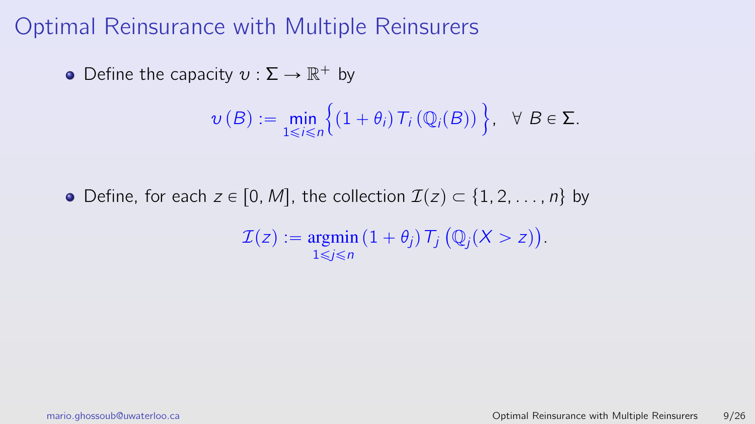# Optimal Reinsurance with Multiple Reinsurers

- Define the capacity $\upsilon : \Sigma \to \mathbb{R}^+$ by

$$\upsilon\left(B\right) := \min_{1 \leqslant i \leqslant n} \Big\{ \left(1 + \theta_i\right) T_i \left(\mathbb{Q}_i(B)\right) \Big\}, \quad \forall \ B \in \Sigma.$$

- Define, for each $z \in [0, M]$, the collection $\mathcal{I}(z) \subset \{1, 2, \ldots, n\}$ by

$$\mathcal{I}(z) := \underset{1 \leqslant j \leqslant n}{\operatorname{argmin}} \left(1 + \theta_j\right) T_j \left(\mathbb{Q}_j(X > z)\right).$$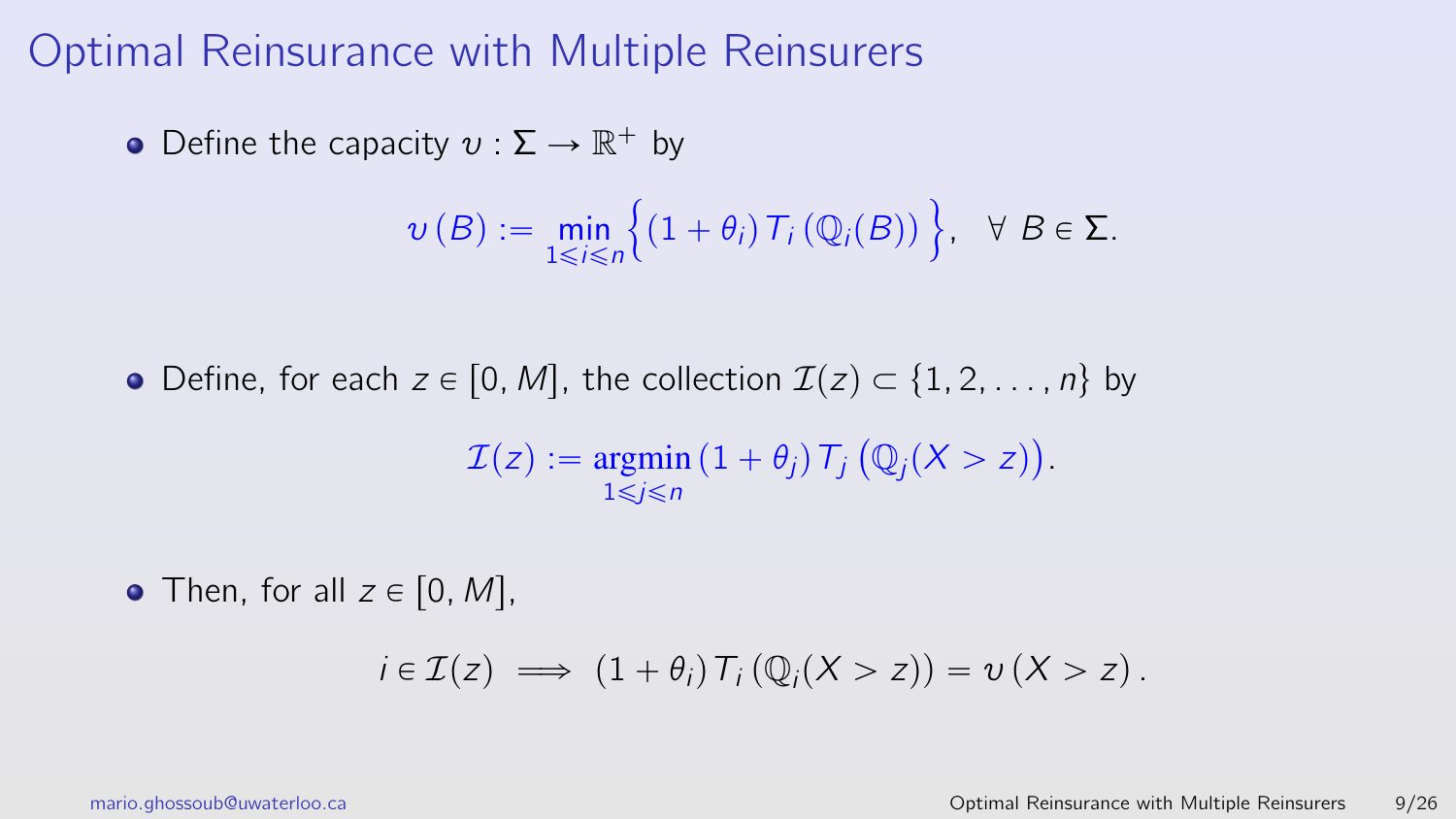# Optimal Reinsurance with Multiple Reinsurers

- Define the capacity $\upsilon : \Sigma \to \mathbb{R}^+$ by

$$\upsilon\left(B\right) := \min_{1 \leqslant i \leqslant n} \Big\{ \left(1+\theta_i\right) T_i\left(\mathbb{Q}_i(B)\right) \Big\}, \quad \forall \; B \in \Sigma.$$

- Define, for each $z \in [0, M]$, the collection $\mathcal{I}(z) \subset \{1, 2, \ldots, n\}$ by

$$\mathcal{I}(z) := \underset{1 \leqslant j \leqslant n}{\operatorname{argmin}} \left(1+\theta_j\right) T_j\left(\mathbb{Q}_j(X > z)\right).$$

- Then, for all $z \in [0, M]$,

$$i \in \mathcal{I}(z) \implies \left(1+\theta_i\right) T_i\left(\mathbb{Q}_i(X > z)\right) = \upsilon\left(X > z\right).$$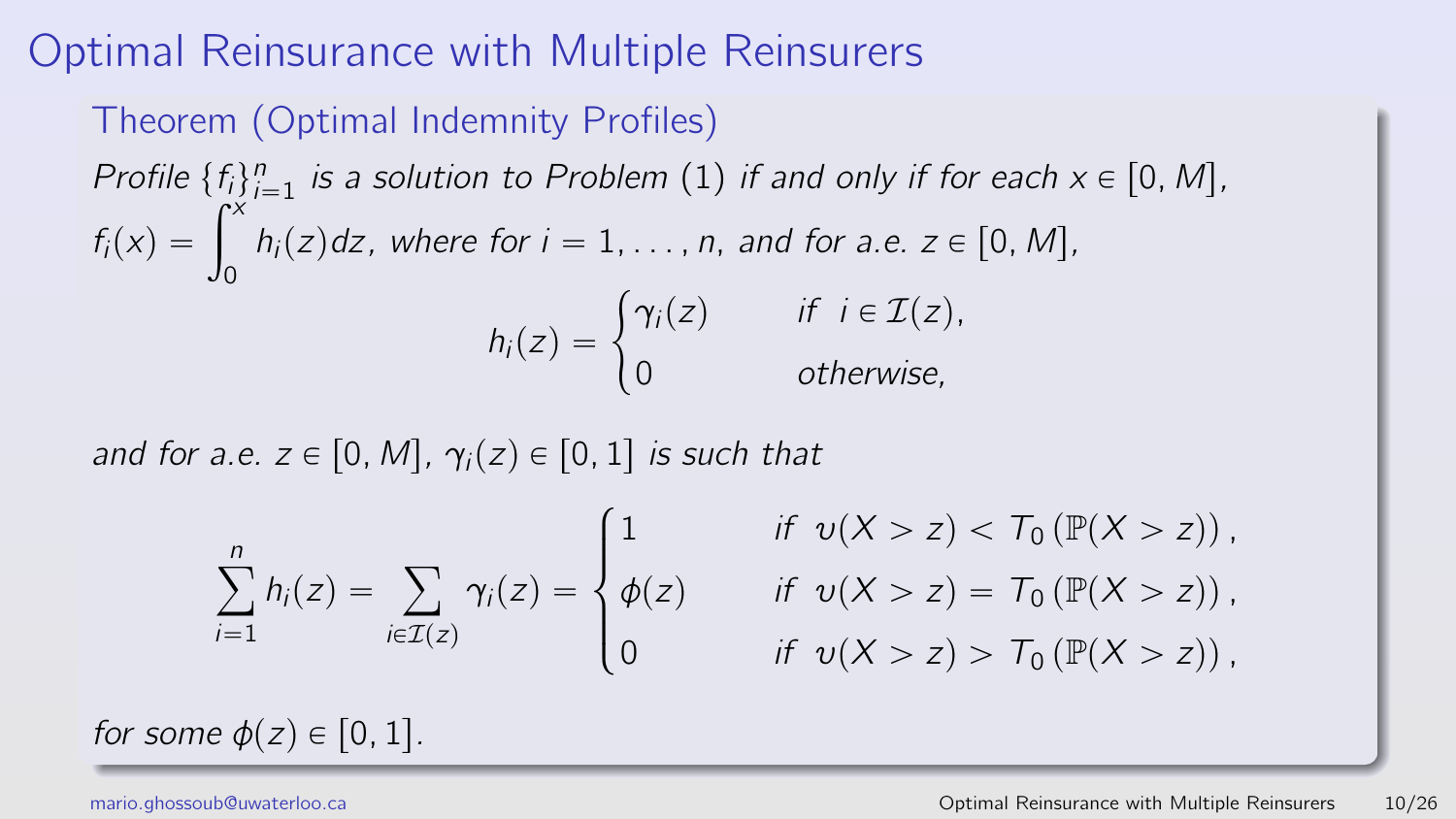# Optimal Reinsurance with Multiple Reinsurers

### Theorem (Optimal Indemnity Profiles)

*Profile* $\{f_i\}_{i=1}^n$ *is a solution to Problem* (1) *if and only if for each* $x \in [0, M]$, $f_i(x) = \int_0^x h_i(z)dz$, *where for* $i = 1, \ldots, n$, *and for a.e.* $z \in [0, M]$,

$$h_i(z) = \begin{cases} \gamma_i(z) & \text{if } \ i \in \mathcal{I}(z), \\ 0 & \text{otherwise,} \end{cases}$$

*and for a.e.* $z \in [0, M]$, $\gamma_i(z) \in [0, 1]$ *is such that*

$$\sum_{i=1}^n h_i(z) = \sum_{i \in \mathcal{I}(z)} \gamma_i(z) = \begin{cases} 1 & \text{if } \ \upsilon(X > z) < T_0\left(\mathbb{P}(X > z)\right), \\ \phi(z) & \text{if } \ \upsilon(X > z) = T_0\left(\mathbb{P}(X > z)\right), \\ 0 & \text{if } \ \upsilon(X > z) > T_0\left(\mathbb{P}(X > z)\right), \end{cases}$$

*for some* $\phi(z) \in [0, 1]$.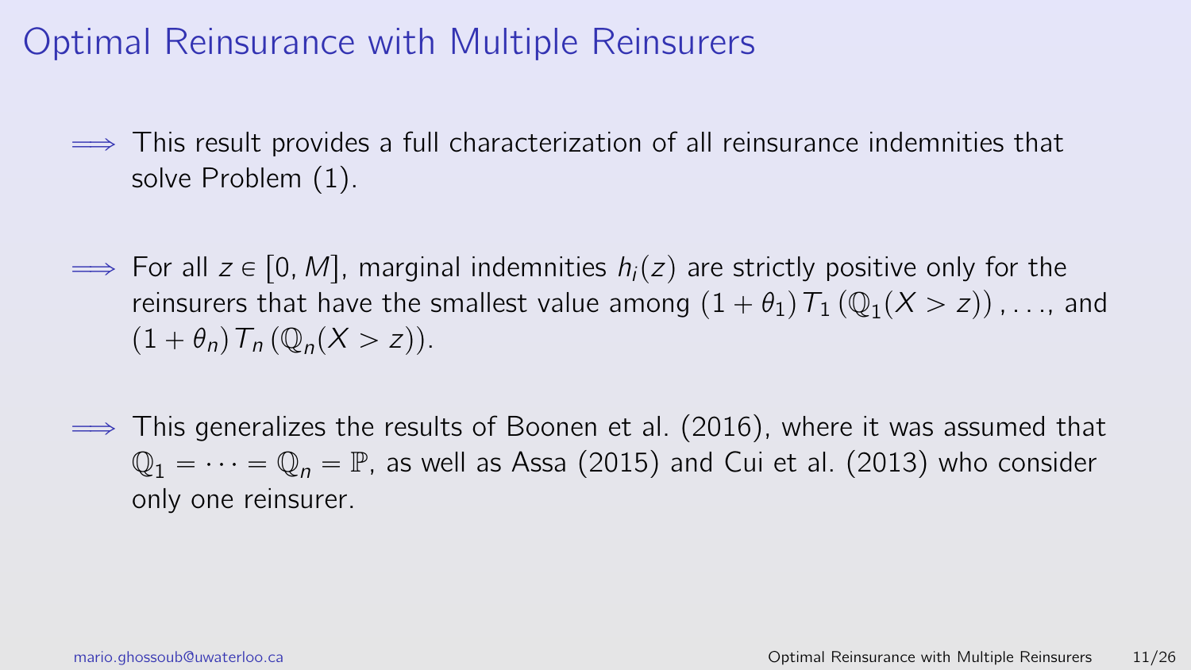# Optimal Reinsurance with Multiple Reinsurers

$\Longrightarrow$ This result provides a full characterization of all reinsurance indemnities that solve Problem (1).

$\Longrightarrow$ For all $z \in [0, M]$, marginal indemnities $h_i(z)$ are strictly positive only for the reinsurers that have the smallest value among $(1+\theta_1)\, T_1\left(\mathbb{Q}_1(X > z)\right), \ldots,$ and $(1+\theta_n)\, T_n\left(\mathbb{Q}_n(X > z)\right)$.

$\Longrightarrow$ This generalizes the results of Boonen et al. (2016), where it was assumed that $\mathbb{Q}_1 = \cdots = \mathbb{Q}_n = \mathbb{P}$, as well as Assa (2015) and Cui et al. (2013) who consider only one reinsurer.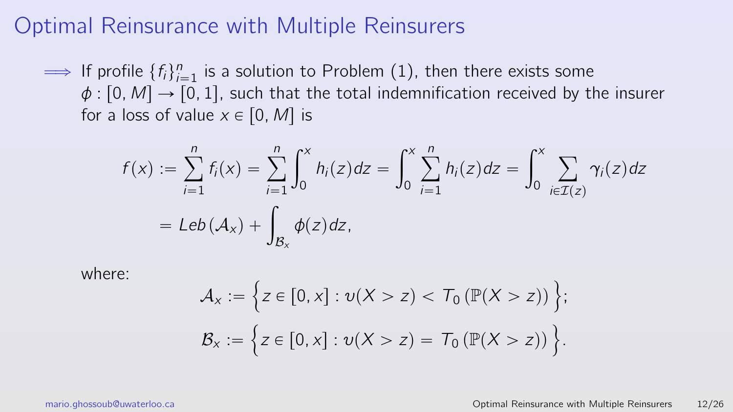# Optimal Reinsurance with Multiple Reinsurers

$\Longrightarrow$ If profile $\{f_i\}_{i=1}^n$ is a solution to Problem (1), then there exists some $\phi : [0, M] \to [0, 1]$, such that the total indemnification received by the insurer for a loss of value $x \in [0, M]$ is

$$
\begin{aligned}
f(x) &:= \sum_{i=1}^{n} f_i(x) = \sum_{i=1}^{n} \int_0^x h_i(z)dz = \int_0^x \sum_{i=1}^{n} h_i(z)dz = \int_0^x \sum_{i \in \mathcal{I}(z)} \gamma_i(z)dz \\
&= Leb\left(\mathcal{A}_x\right) + \int_{\mathcal{B}_x} \phi(z)dz,
\end{aligned}
$$

where:

$$
\mathcal{A}_x := \Big\{ z \in [0, x] : \upsilon(X > z) < T_0\left(\mathbb{P}(X > z)\right) \Big\};
$$

$$
\mathcal{B}_x := \Big\{ z \in [0, x] : \upsilon(X > z) = T_0\left(\mathbb{P}(X > z)\right) \Big\}.
$$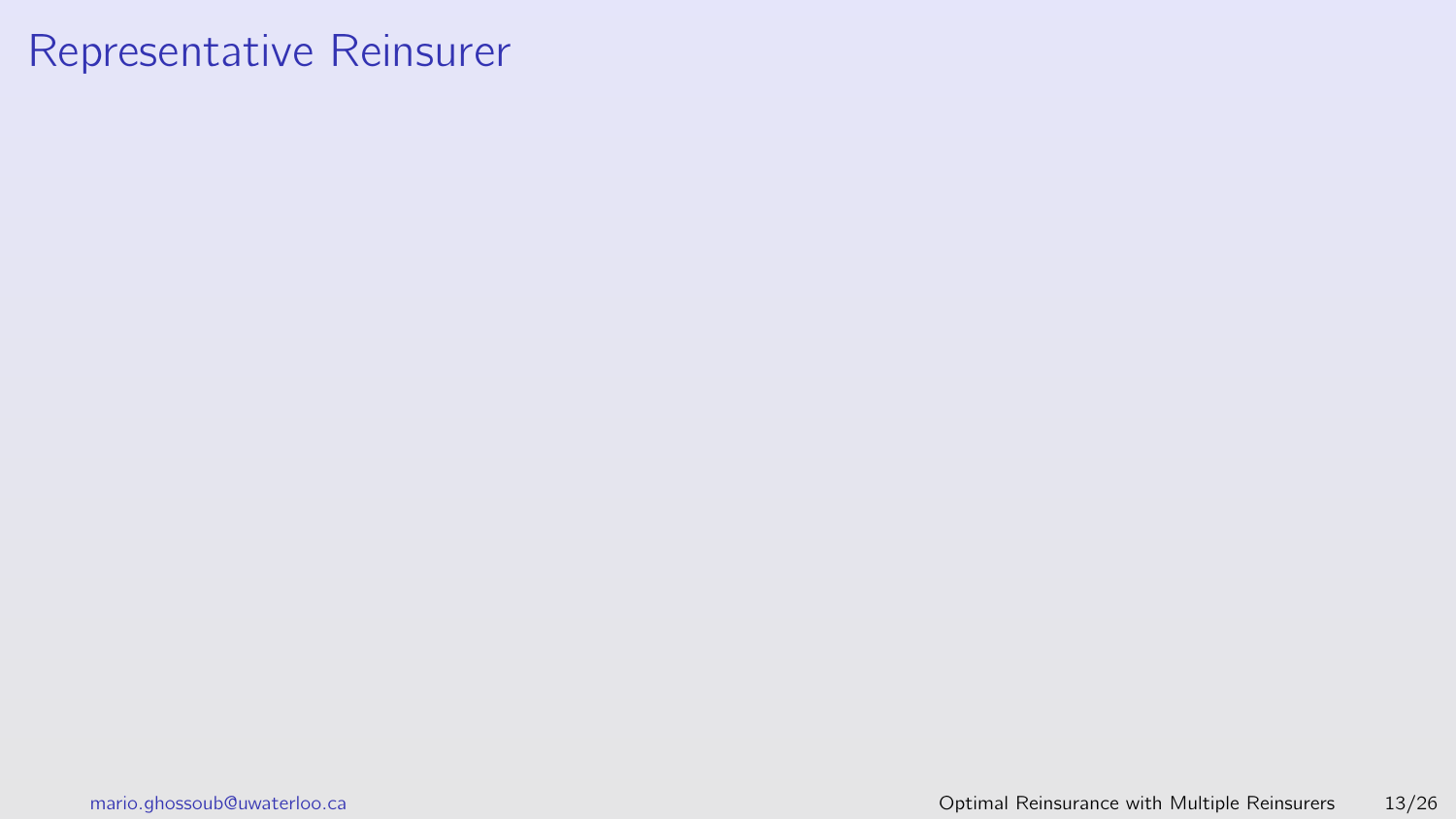# Representative Reinsurer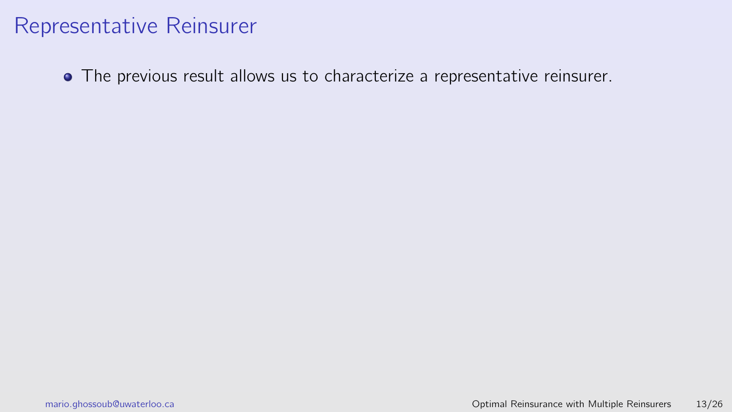# Representative Reinsurer

- The previous result allows us to characterize a representative reinsurer.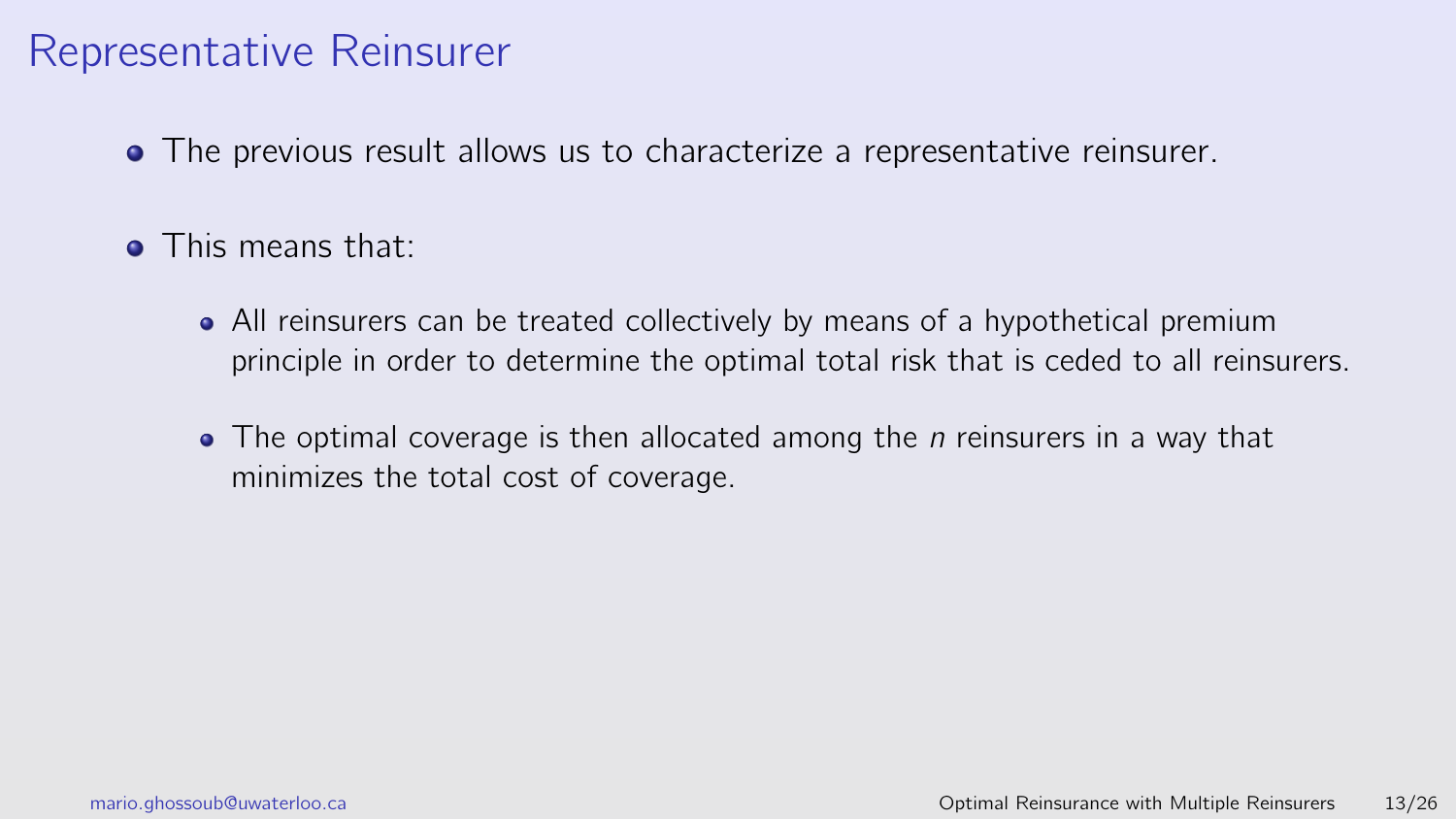# Representative Reinsurer

- The previous result allows us to characterize a representative reinsurer.
- This means that:
  - All reinsurers can be treated collectively by means of a hypothetical premium principle in order to determine the optimal total risk that is ceded to all reinsurers.
  - The optimal coverage is then allocated among the $n$ reinsurers in a way that minimizes the total cost of coverage.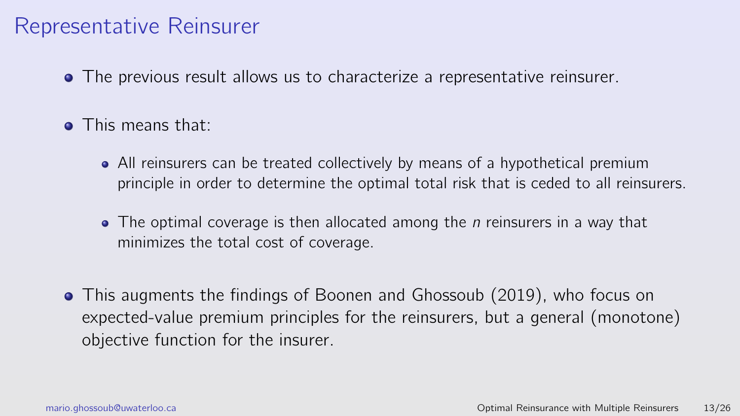# Representative Reinsurer

- The previous result allows us to characterize a representative reinsurer.
- This means that:
  - All reinsurers can be treated collectively by means of a hypothetical premium principle in order to determine the optimal total risk that is ceded to all reinsurers.
  - The optimal coverage is then allocated among the $n$ reinsurers in a way that minimizes the total cost of coverage.
- This augments the findings of Boonen and Ghossoub (2019), who focus on expected-value premium principles for the reinsurers, but a general (monotone) objective function for the insurer.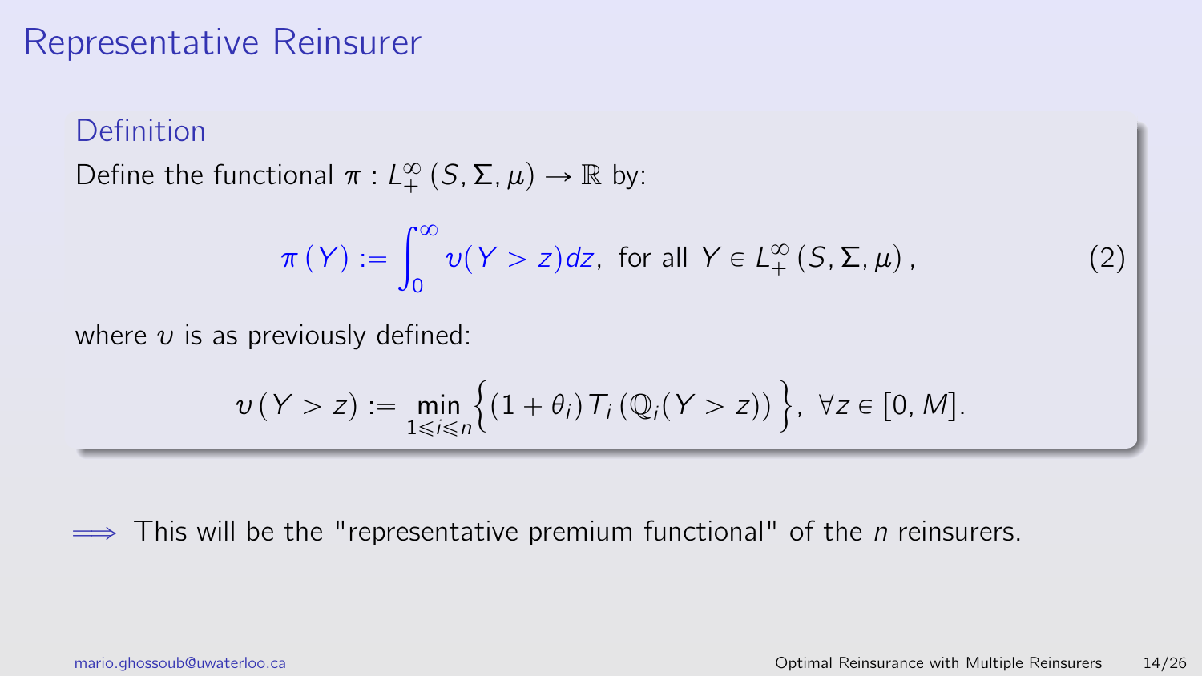# Representative Reinsurer

## Definition

Define the functional $\pi : L^{\infty}_{+}(S, \Sigma, \mu) \to \mathbb{R}$ by:

$$\pi(Y) := \int_0^{\infty} \upsilon(Y > z)\,dz, \text{ for all } Y \in L^{\infty}_{+}(S, \Sigma, \mu), \tag{2}$$

where $\upsilon$ is as previously defined:

$$\upsilon(Y > z) := \min_{1 \leqslant i \leqslant n} \Big\{ (1 + \theta_i)\, T_i\left(\mathbb{Q}_i(Y > z)\right) \Big\}, \ \forall z \in [0, M].$$

$\Longrightarrow$ This will be the "representative premium functional" of the $n$ reinsurers.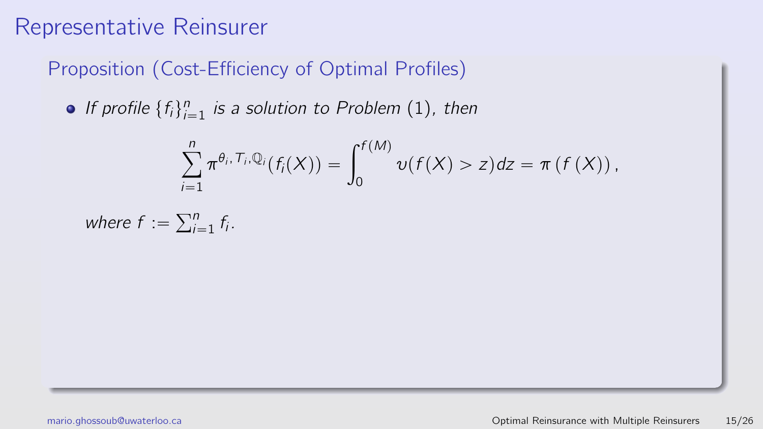# Representative Reinsurer

## Proposition (Cost-Efficiency of Optimal Profiles)

- *If profile* $\{f_i\}_{i=1}^n$ *is a solution to Problem* (1), *then*

$$\sum_{i=1}^{n} \pi^{\theta_i, T_i, \mathbb{Q}_i}(f_i(X)) = \int_0^{f(M)} \upsilon(f(X) > z)dz = \pi\left(f\left(X\right)\right),$$

*where* $f := \sum_{i=1}^n f_i$.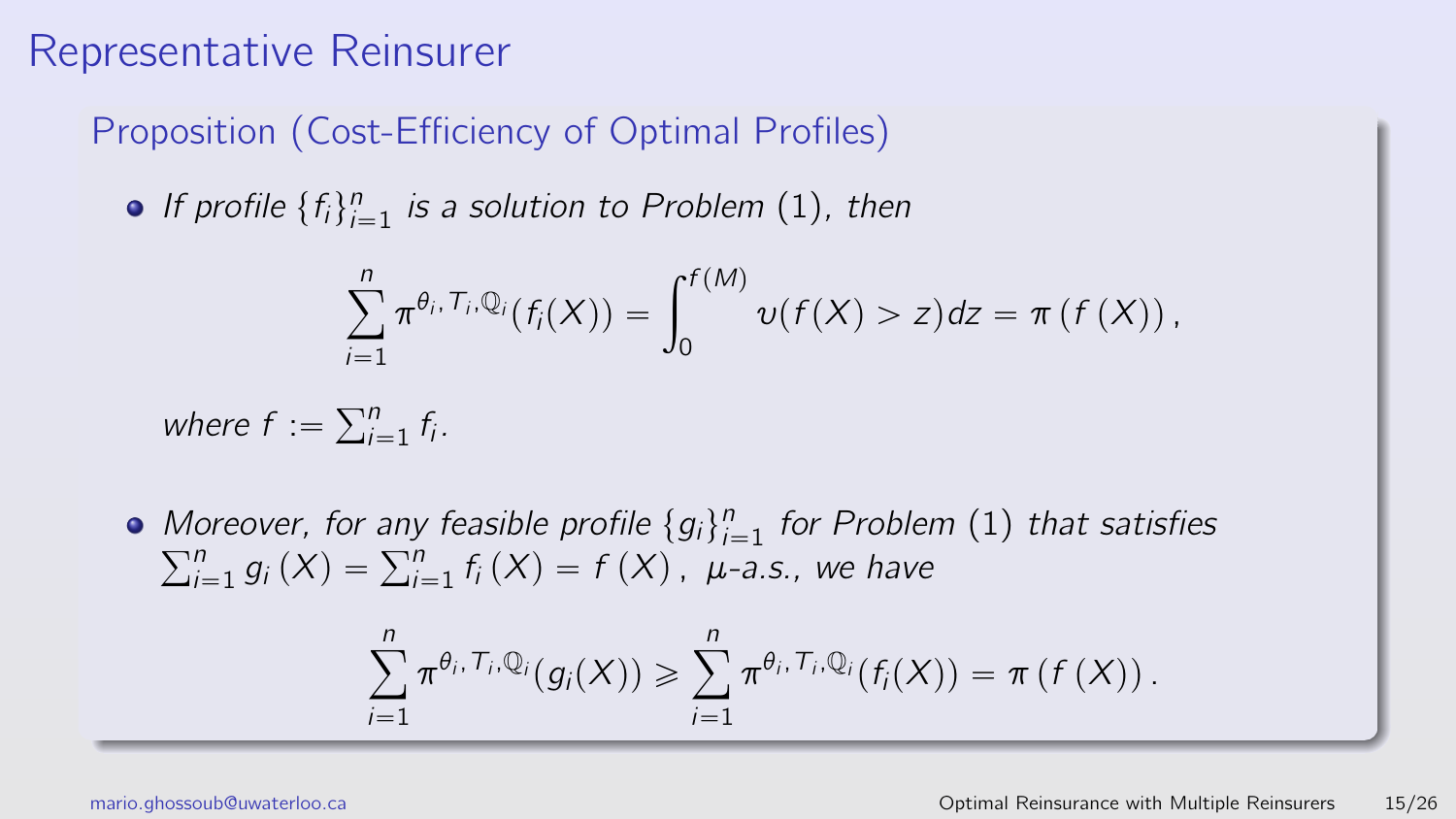# Representative Reinsurer

## Proposition (Cost-Efficiency of Optimal Profiles)

- *If profile* $\{f_i\}_{i=1}^n$ *is a solution to Problem* (1)*, then*

$$\sum_{i=1}^{n} \pi^{\theta_i, T_i, \mathbb{Q}_i}(f_i(X)) = \int_0^{f(M)} \upsilon(f(X) > z)dz = \pi\left(f\left(X\right)\right),$$

  *where* $f := \sum_{i=1}^n f_i$.

- *Moreover, for any feasible profile* $\{g_i\}_{i=1}^n$ *for Problem* (1) *that satisfies* $\sum_{i=1}^n g_i\left(X\right) = \sum_{i=1}^n f_i\left(X\right) = f\left(X\right)$, $\mu$*-a.s., we have*

$$\sum_{i=1}^{n} \pi^{\theta_i, T_i, \mathbb{Q}_i}(g_i(X)) \geqslant \sum_{i=1}^{n} \pi^{\theta_i, T_i, \mathbb{Q}_i}(f_i(X)) = \pi\left(f\left(X\right)\right).$$

mario.ghossoub@uwaterloo.ca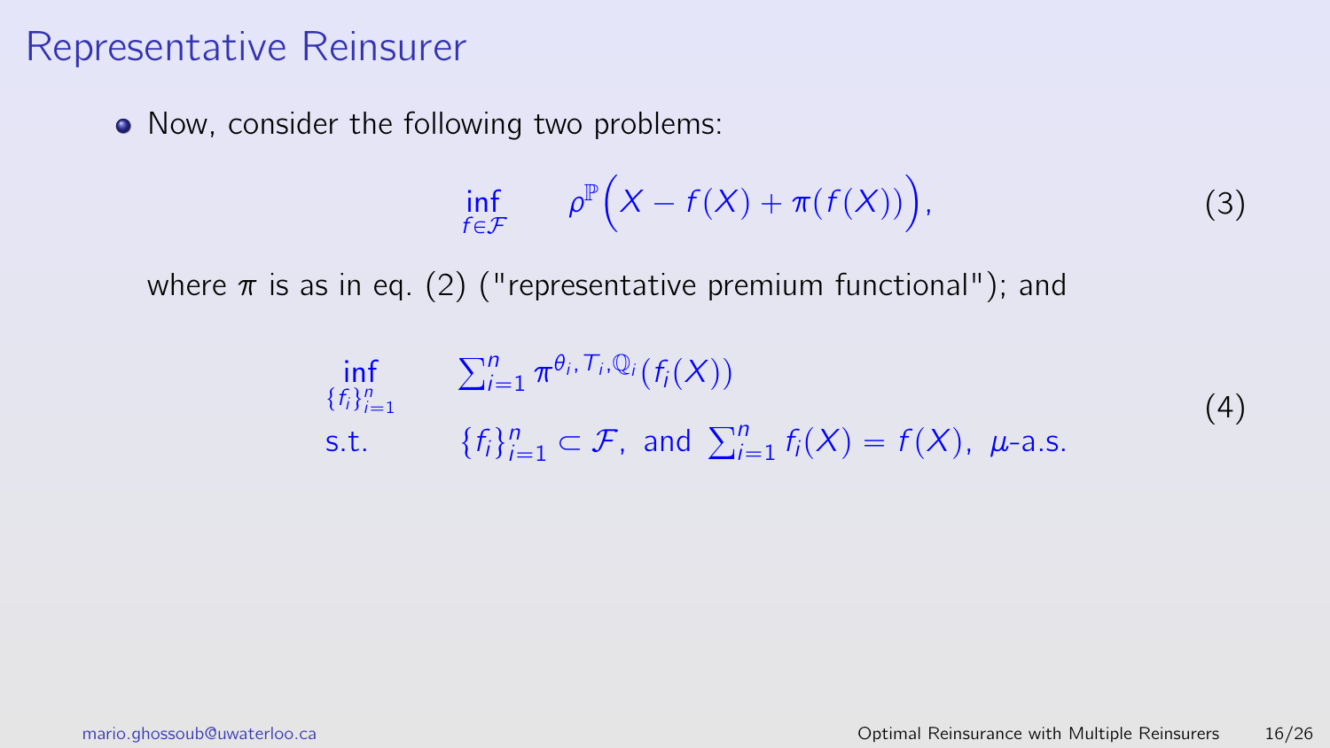# Representative Reinsurer

- Now, consider the following two problems:

$$\inf_{f \in \mathcal{F}} \quad \rho^{\mathbb{P}}\Big(X - f(X) + \pi(f(X))\Big), \tag{3}$$

where $\pi$ is as in eq. (2) ("representative premium functional"); and

$$\begin{aligned} \inf_{\{f_i\}_{i=1}^n} \quad & \textstyle\sum_{i=1}^n \pi^{\theta_i, T_i, \mathbb{Q}_i}(f_i(X)) \\ \text{s.t.} \quad & \{f_i\}_{i=1}^n \subset \mathcal{F}, \text{ and } \textstyle\sum_{i=1}^n f_i(X) = f(X), \ \mu\text{-a.s.} \end{aligned} \tag{4}$$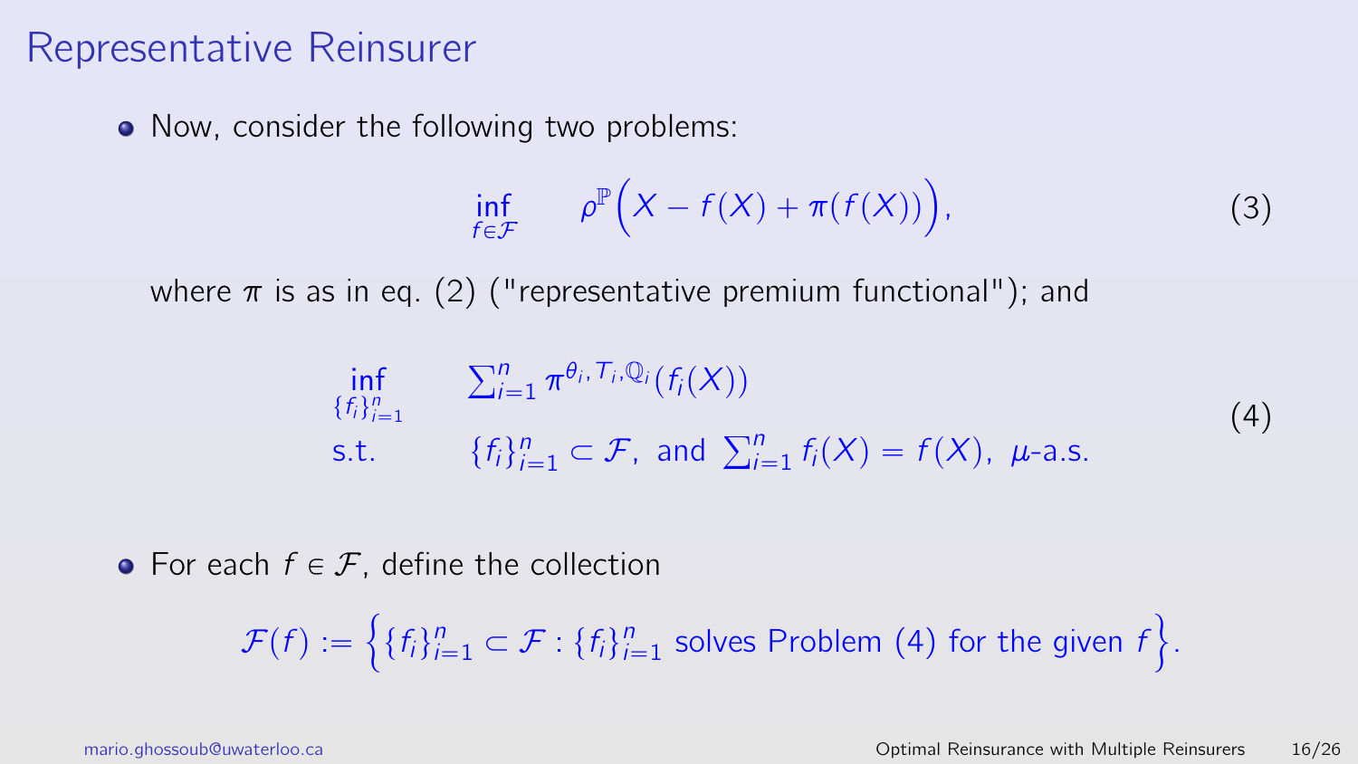# Representative Reinsurer

- Now, consider the following two problems:

$$\inf_{f \in \mathcal{F}} \quad \rho^{\mathbb{P}}\Big(X - f(X) + \pi(f(X))\Big), \tag{3}$$

where $\pi$ is as in eq. (2) ("representative premium functional"); and

$$\begin{aligned} \inf_{\{f_i\}_{i=1}^n} \quad & \sum_{i=1}^n \pi^{\theta_i, T_i, \mathbb{Q}_i}(f_i(X)) \\ \text{s.t.} \quad & \{f_i\}_{i=1}^n \subset \mathcal{F}, \text{ and } \sum_{i=1}^n f_i(X) = f(X), \ \mu\text{-a.s.} \end{aligned} \tag{4}$$

- For each $f \in \mathcal{F}$, define the collection

$$\mathcal{F}(f) := \Big\{ \{f_i\}_{i=1}^n \subset \mathcal{F} : \{f_i\}_{i=1}^n \text{ solves Problem (4) for the given } f \Big\}.$$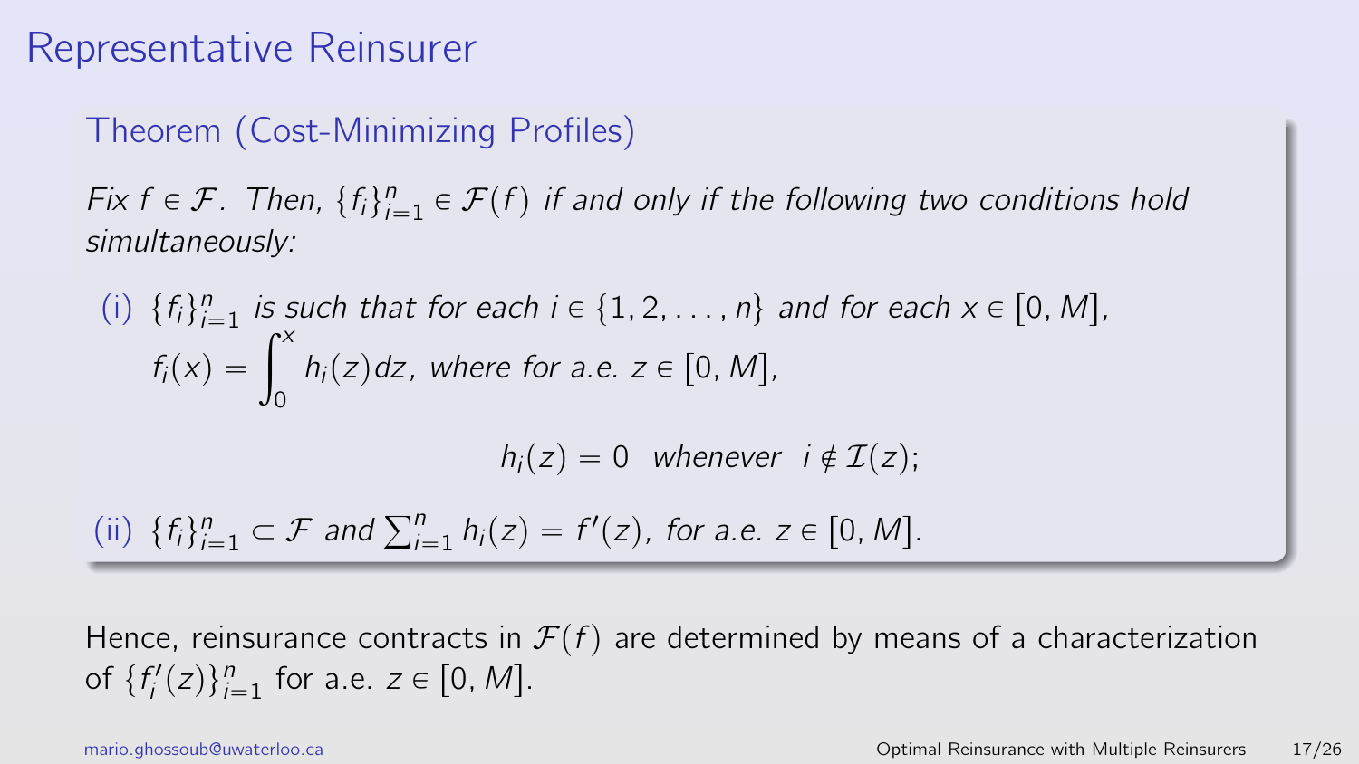# Representative Reinsurer

### Theorem (Cost-Minimizing Profiles)

*Fix $f \in \mathcal{F}$. Then, $\{f_i\}_{i=1}^n \in \mathcal{F}(f)$ if and only if the following two conditions hold simultaneously:*

(i) $\{f_i\}_{i=1}^n$ *is such that for each* $i \in \{1, 2, \ldots, n\}$ *and for each* $x \in [0, M]$, $f_i(x) = \int_0^x h_i(z)dz$, *where for a.e.* $z \in [0, M]$,

$$h_i(z) = 0 \quad \text{whenever} \quad i \notin \mathcal{I}(z);$$

(ii) $\{f_i\}_{i=1}^n \subset \mathcal{F}$ *and* $\sum_{i=1}^n h_i(z) = f'(z)$, *for a.e.* $z \in [0, M]$.

Hence, reinsurance contracts in $\mathcal{F}(f)$ are determined by means of a characterization of $\{f_i'(z)\}_{i=1}^n$ for a.e. $z \in [0, M]$.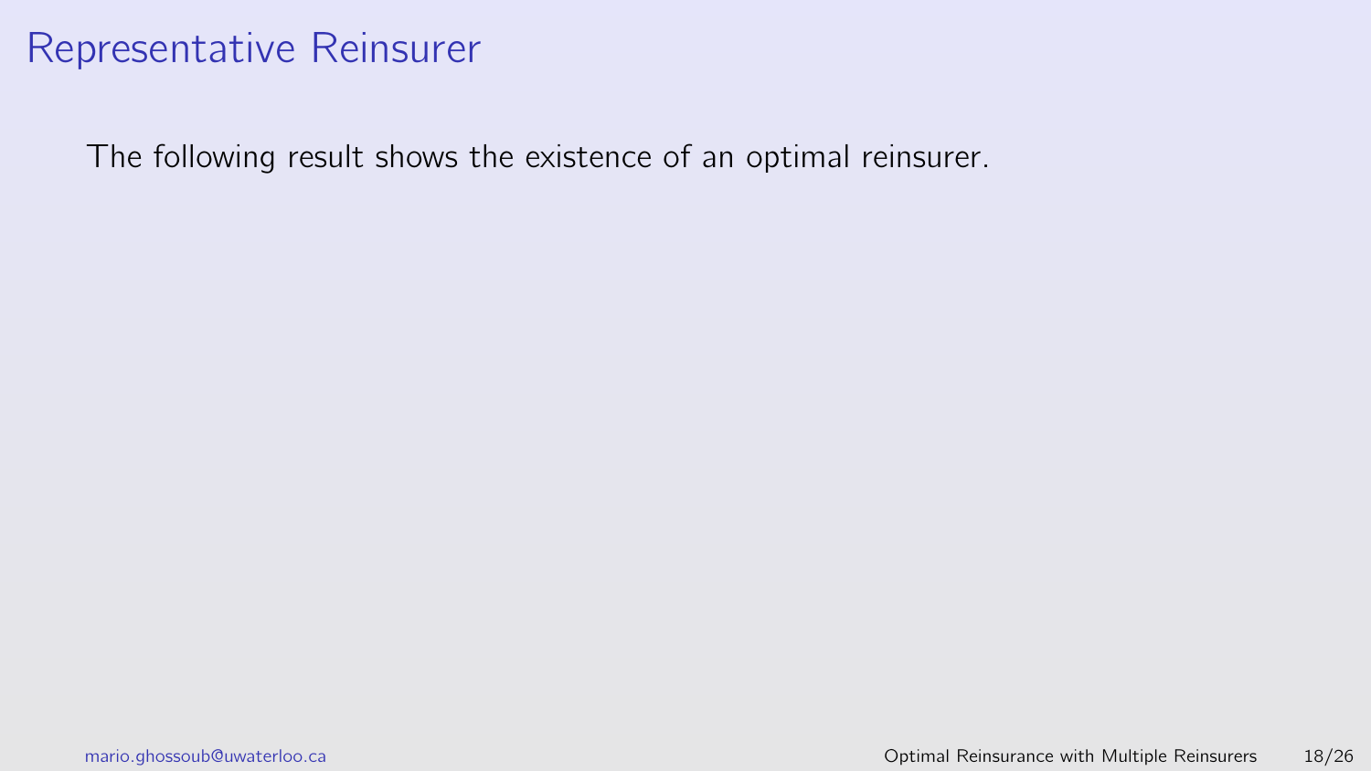# Representative Reinsurer

The following result shows the existence of an optimal reinsurer.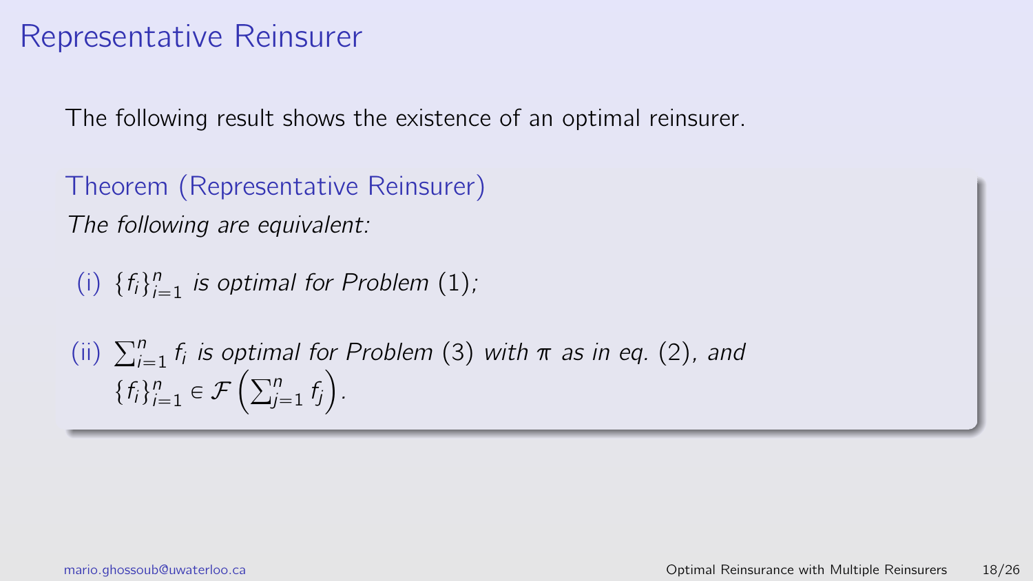# Representative Reinsurer

The following result shows the existence of an optimal reinsurer.

**Theorem (Representative Reinsurer)**

*The following are equivalent:*

(i) $\{f_i\}_{i=1}^n$ *is optimal for Problem* (1)*;*

(ii) $\sum_{i=1}^n f_i$ *is optimal for Problem* (3) *with* $\pi$ *as in eq.* (2)*, and* $\{f_i\}_{i=1}^n \in \mathcal{F}\left(\sum_{j=1}^n f_j\right)$.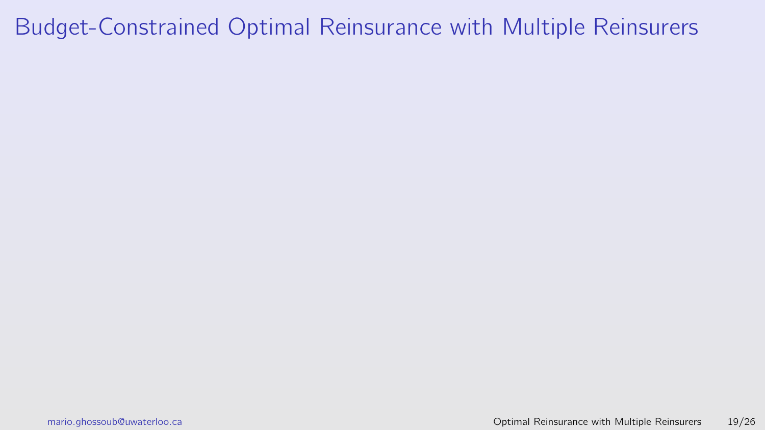# Budget-Constrained Optimal Reinsurance with Multiple Reinsurers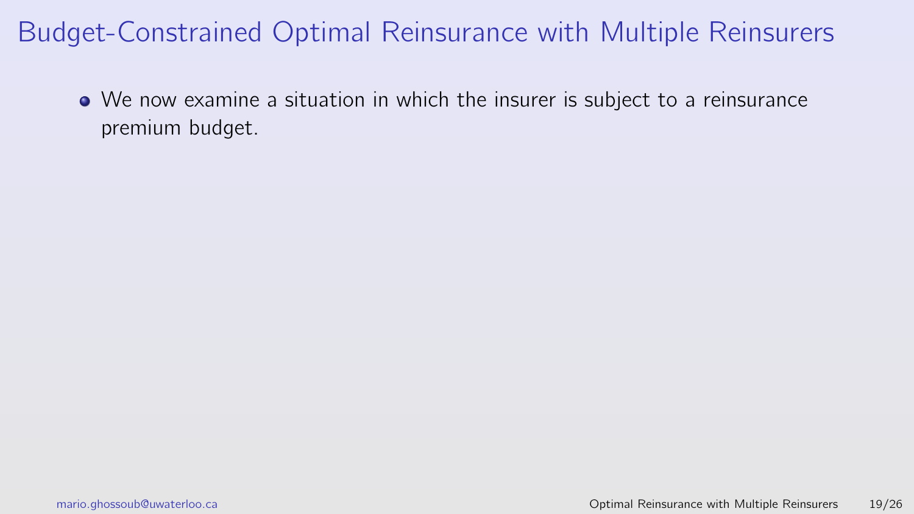# Budget-Constrained Optimal Reinsurance with Multiple Reinsurers

- We now examine a situation in which the insurer is subject to a reinsurance premium budget.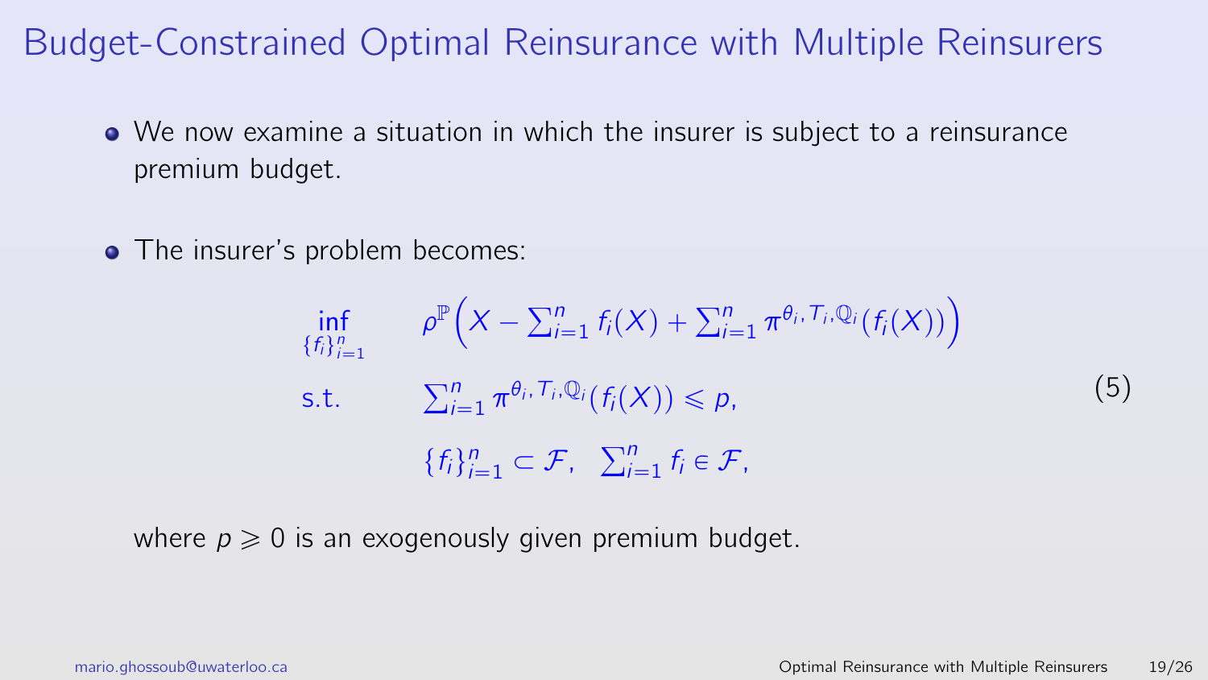# Budget-Constrained Optimal Reinsurance with Multiple Reinsurers

- We now examine a situation in which the insurer is subject to a reinsurance premium budget.

- The insurer's problem becomes:

$$
\begin{aligned}
\inf_{\{f_i\}_{i=1}^n} \quad & \rho^{\mathbb{P}}\Big(X - \textstyle\sum_{i=1}^n f_i(X) + \sum_{i=1}^n \pi^{\theta_i, T_i, \mathbb{Q}_i}(f_i(X))\Big) \\
\text{s.t.} \quad & \textstyle\sum_{i=1}^n \pi^{\theta_i, T_i, \mathbb{Q}_i}(f_i(X)) \leqslant p, \\
& \{f_i\}_{i=1}^n \subset \mathcal{F}, \quad \textstyle\sum_{i=1}^n f_i \in \mathcal{F},
\end{aligned}
\tag{5}
$$

where $p \geqslant 0$ is an exogenously given premium budget.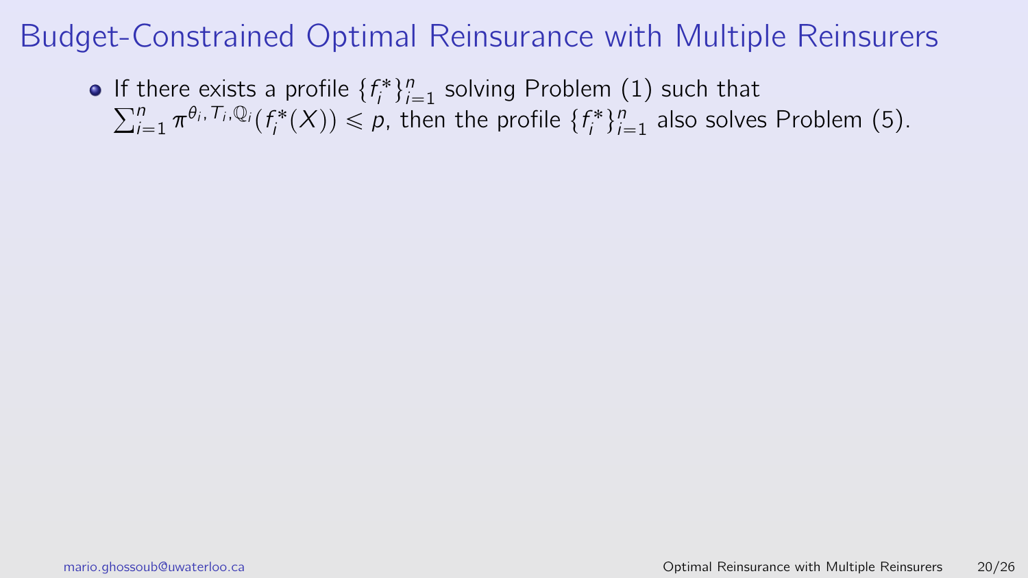# Budget-Constrained Optimal Reinsurance with Multiple Reinsurers

- If there exists a profile $\{f_i^*\}_{i=1}^n$ solving Problem (1) such that $\sum_{i=1}^n \pi^{\theta_i, T_i, \mathbb{Q}_i}(f_i^*(X)) \leqslant p$, then the profile $\{f_i^*\}_{i=1}^n$ also solves Problem (5).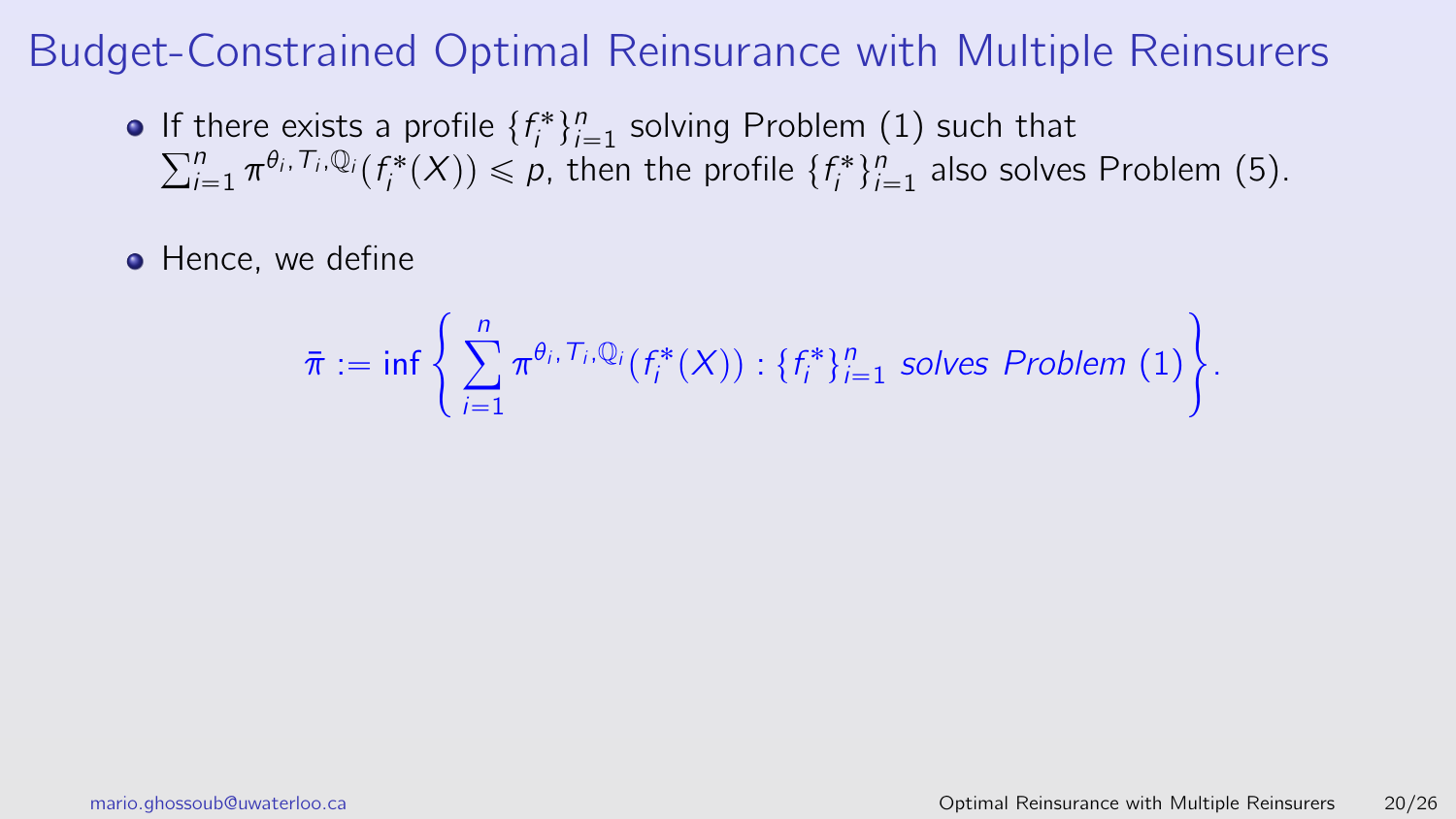# Budget-Constrained Optimal Reinsurance with Multiple Reinsurers

- If there exists a profile $\{f_i^*\}_{i=1}^n$ solving Problem (1) such that $\sum_{i=1}^n \pi^{\theta_i, T_i, \mathbb{Q}_i}(f_i^*(X)) \leqslant p$, then the profile $\{f_i^*\}_{i=1}^n$ also solves Problem (5).

- Hence, we define

$$\bar{\pi} := \inf \left\{ \sum_{i=1}^n \pi^{\theta_i, T_i, \mathbb{Q}_i}(f_i^*(X)) : \{f_i^*\}_{i=1}^n \textit{ solves Problem } (1) \right\}.$$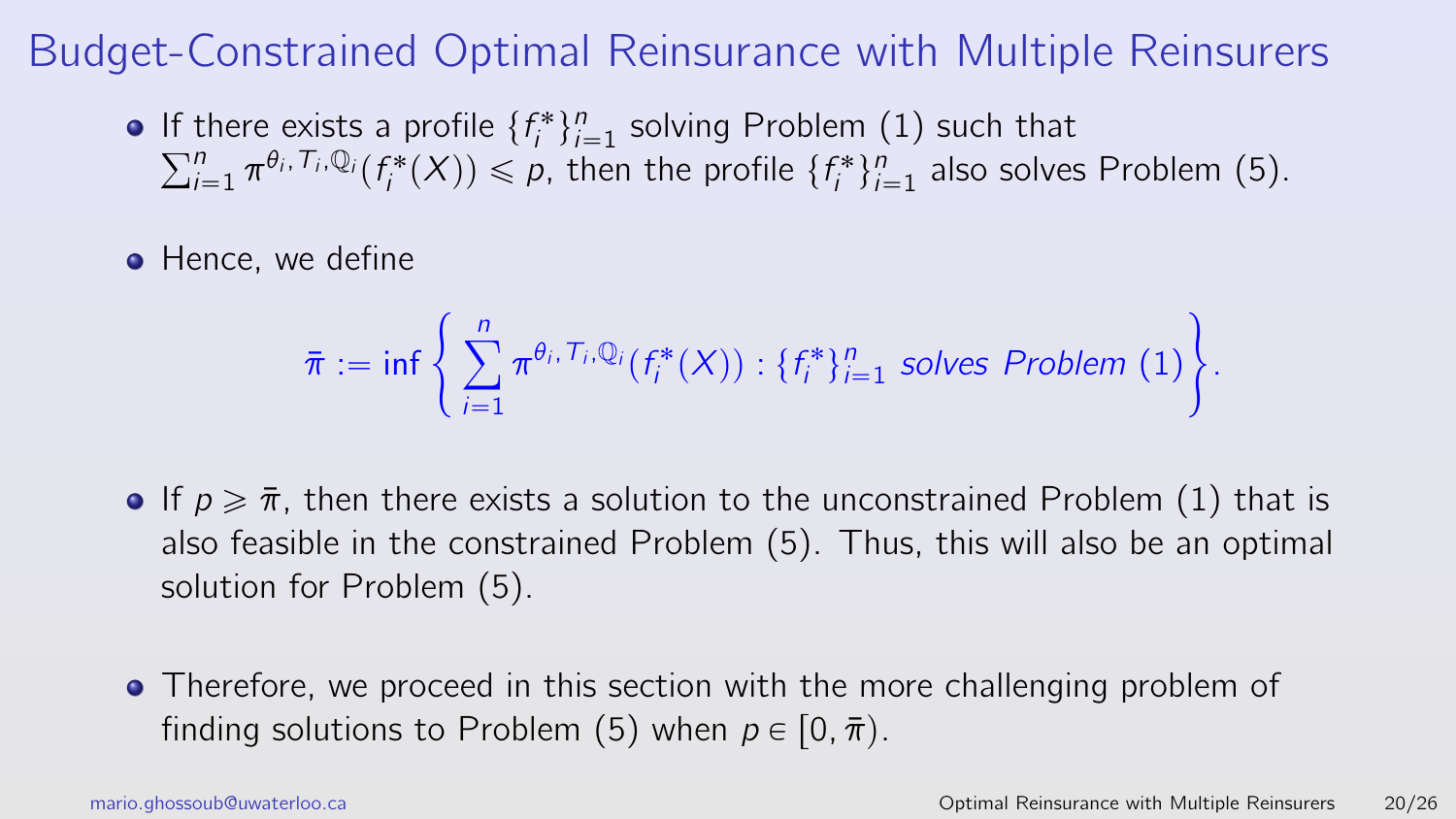# Budget-Constrained Optimal Reinsurance with Multiple Reinsurers

- If there exists a profile $\{f_i^*\}_{i=1}^n$ solving Problem (1) such that $\sum_{i=1}^n \pi^{\theta_i, T_i, \mathbb{Q}_i}(f_i^*(X)) \leqslant p$, then the profile $\{f_i^*\}_{i=1}^n$ also solves Problem (5).

- Hence, we define

$$\bar{\pi} := \inf \left\{ \sum_{i=1}^n \pi^{\theta_i, T_i, \mathbb{Q}_i}(f_i^*(X)) : \{f_i^*\}_{i=1}^n \textit{ solves Problem } (1) \right\}.$$

- If $p \geqslant \bar{\pi}$, then there exists a solution to the unconstrained Problem (1) that is also feasible in the constrained Problem (5). Thus, this will also be an optimal solution for Problem (5).

- Therefore, we proceed in this section with the more challenging problem of finding solutions to Problem (5) when $p \in [0, \bar{\pi})$.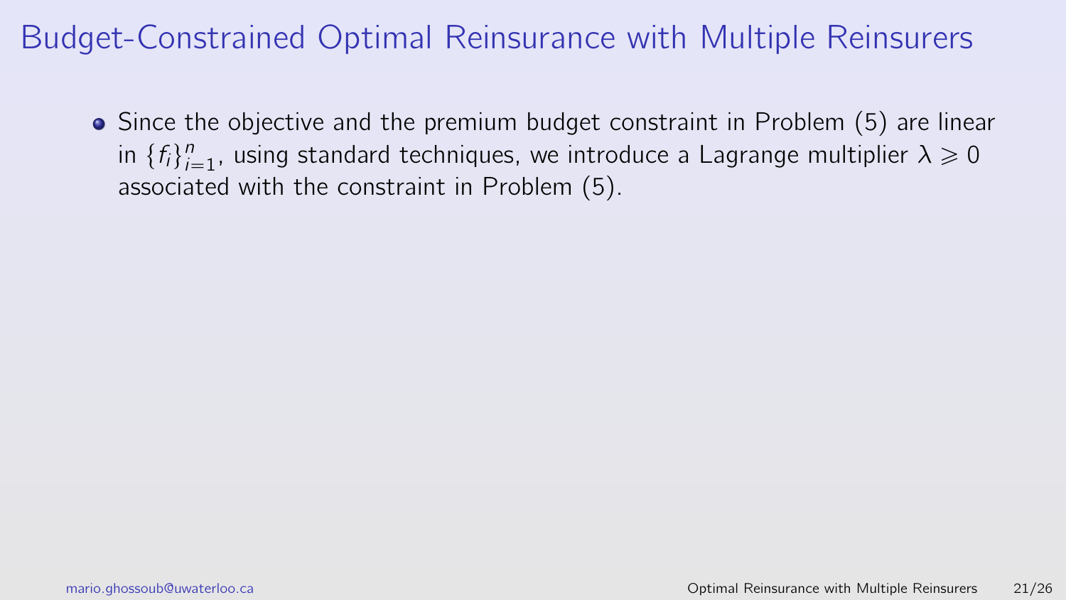# Budget-Constrained Optimal Reinsurance with Multiple Reinsurers

- Since the objective and the premium budget constraint in Problem (5) are linear in $\{f_i\}_{i=1}^n$, using standard techniques, we introduce a Lagrange multiplier $\lambda \geqslant 0$ associated with the constraint in Problem (5).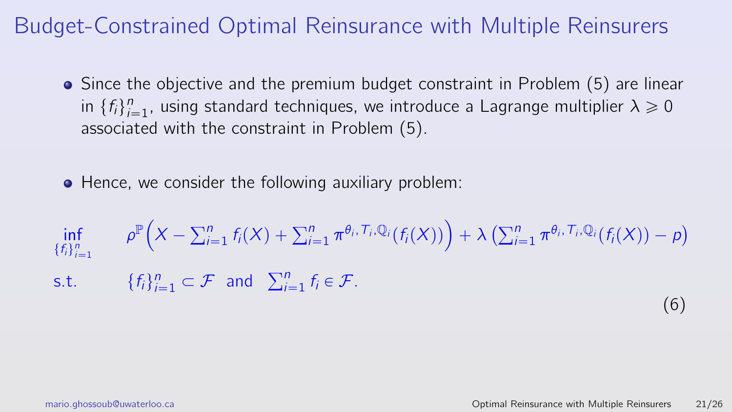## Budget-Constrained Optimal Reinsurance with Multiple Reinsurers

- Since the objective and the premium budget constraint in Problem (5) are linear in $\{f_i\}_{i=1}^n$, using standard techniques, we introduce a Lagrange multiplier $\lambda \geqslant 0$ associated with the constraint in Problem (5).

- Hence, we consider the following auxiliary problem:

$$
\begin{aligned}
\inf_{\{f_i\}_{i=1}^n} \quad & \rho^{\mathbb{P}}\Big(X - \sum_{i=1}^n f_i(X) + \sum_{i=1}^n \pi^{\theta_i, T_i, \mathbb{Q}_i}(f_i(X))\Big) + \lambda \left(\sum_{i=1}^n \pi^{\theta_i, T_i, \mathbb{Q}_i}(f_i(X)) - p\right) \\
\text{s.t.} \quad & \{f_i\}_{i=1}^n \subset \mathcal{F} \;\; \text{and} \;\; \sum_{i=1}^n f_i \in \mathcal{F}.
\end{aligned} \tag{6}
$$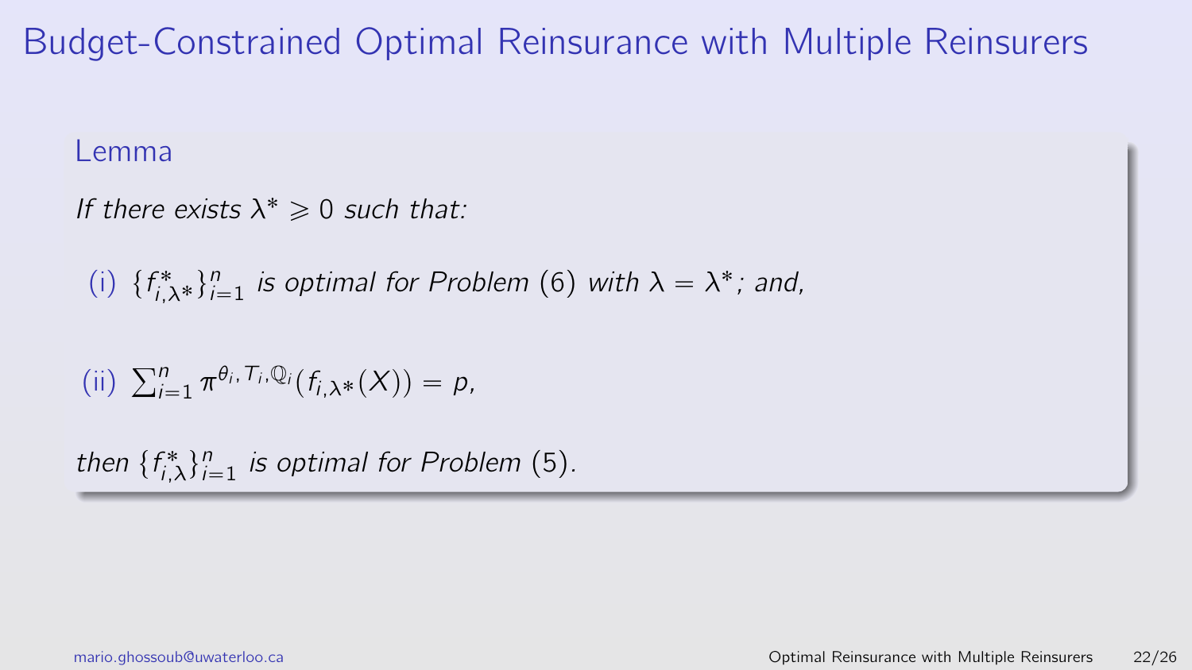# Budget-Constrained Optimal Reinsurance with Multiple Reinsurers

**Lemma**

*If there exists $\lambda^* \geqslant 0$ such that:*

(i) $\{f^*_{i,\lambda^*}\}_{i=1}^n$ *is optimal for Problem* (6) *with* $\lambda = \lambda^*$*; and,*

(ii) $\sum_{i=1}^n \pi^{\theta_i, T_i, \mathbb{Q}_i}(f_{i,\lambda^*}(X)) = p$,

*then* $\{f^*_{i,\lambda}\}_{i=1}^n$ *is optimal for Problem* (5).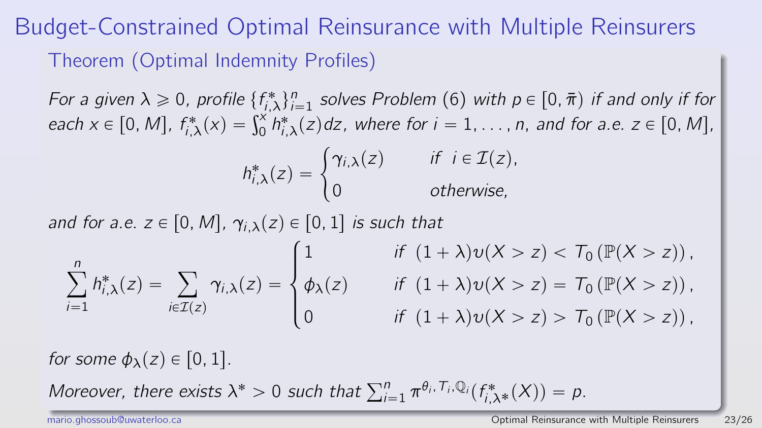# Budget-Constrained Optimal Reinsurance with Multiple Reinsurers

## Theorem (Optimal Indemnity Profiles)

*For a given $\lambda \geqslant 0$, profile $\{f^*_{i,\lambda}\}_{i=1}^n$ solves Problem (6) with $p \in [0, \bar{\pi})$ if and only if for each $x \in [0, M]$, $f^*_{i,\lambda}(x) = \int_0^x h^*_{i,\lambda}(z)dz$, where for $i = 1, \ldots, n$, and for a.e. $z \in [0, M]$,*

$$h^*_{i,\lambda}(z) = \begin{cases} \gamma_{i,\lambda}(z) & \text{if } \; i \in \mathcal{I}(z), \\ 0 & \text{otherwise,} \end{cases}$$

*and for a.e. $z \in [0, M]$, $\gamma_{i,\lambda}(z) \in [0, 1]$ is such that*

$$\sum_{i=1}^n h^*_{i,\lambda}(z) = \sum_{i \in \mathcal{I}(z)} \gamma_{i,\lambda}(z) = \begin{cases} 1 & \text{if } \; (1+\lambda)\upsilon(X > z) < T_0\left(\mathbb{P}(X > z)\right), \\ \phi_\lambda(z) & \text{if } \; (1+\lambda)\upsilon(X > z) = T_0\left(\mathbb{P}(X > z)\right), \\ 0 & \text{if } \; (1+\lambda)\upsilon(X > z) > T_0\left(\mathbb{P}(X > z)\right), \end{cases}$$

*for some $\phi_\lambda(z) \in [0, 1]$.*

*Moreover, there exists $\lambda^* > 0$ such that $\sum_{i=1}^n \pi^{\theta_i, T_i, \mathbb{Q}_i}(f^*_{i,\lambda^*}(X)) = p$.*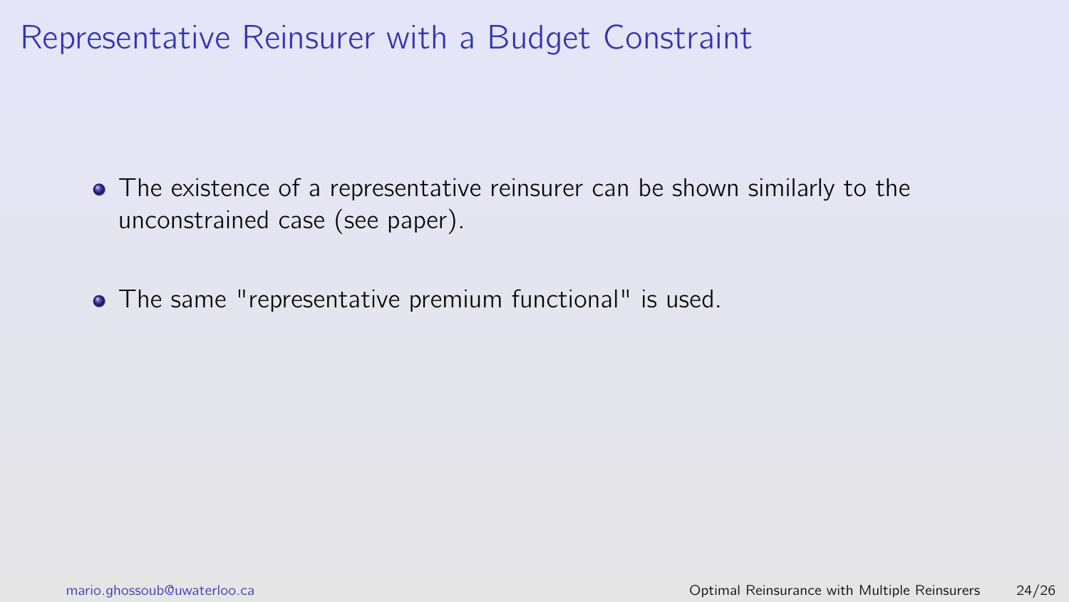# Representative Reinsurer with a Budget Constraint

- The existence of a representative reinsurer can be shown similarly to the unconstrained case (see paper).
- The same "representative premium functional" is used.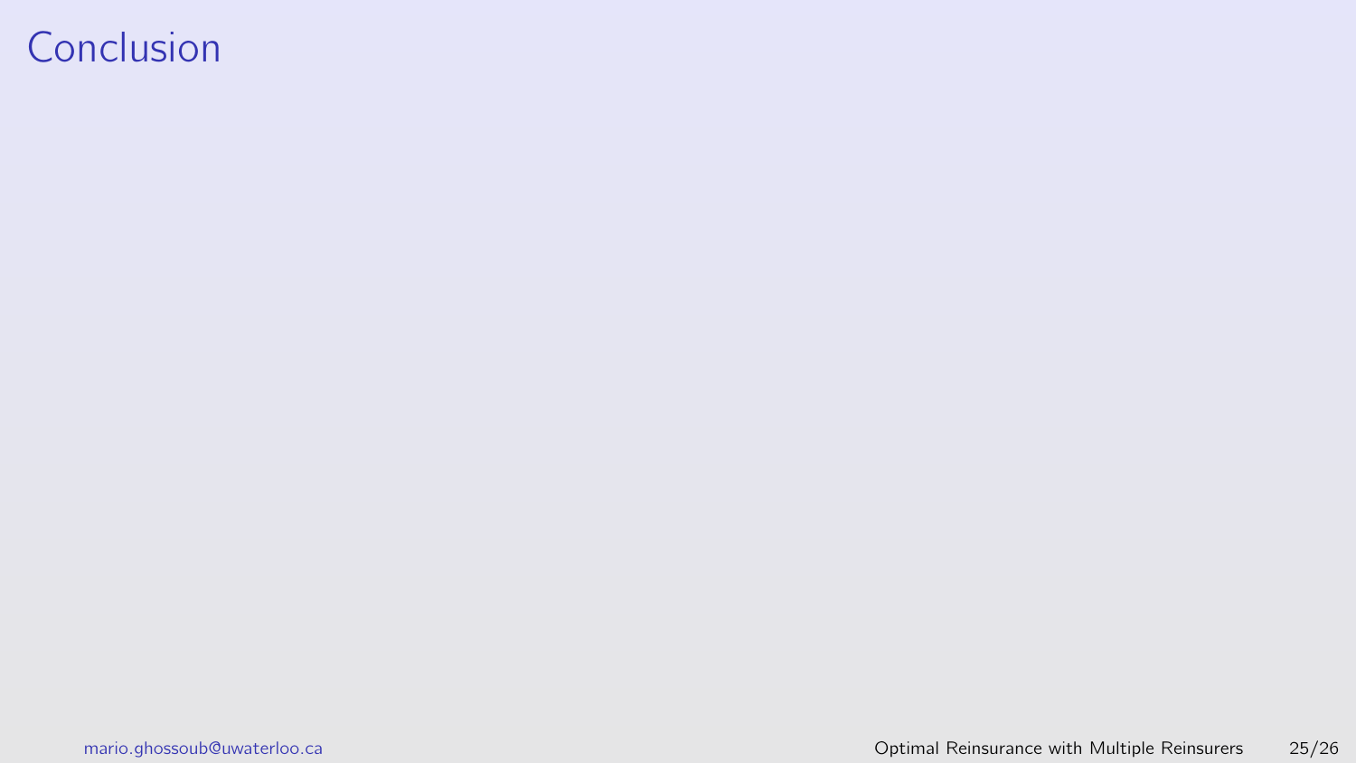# Conclusion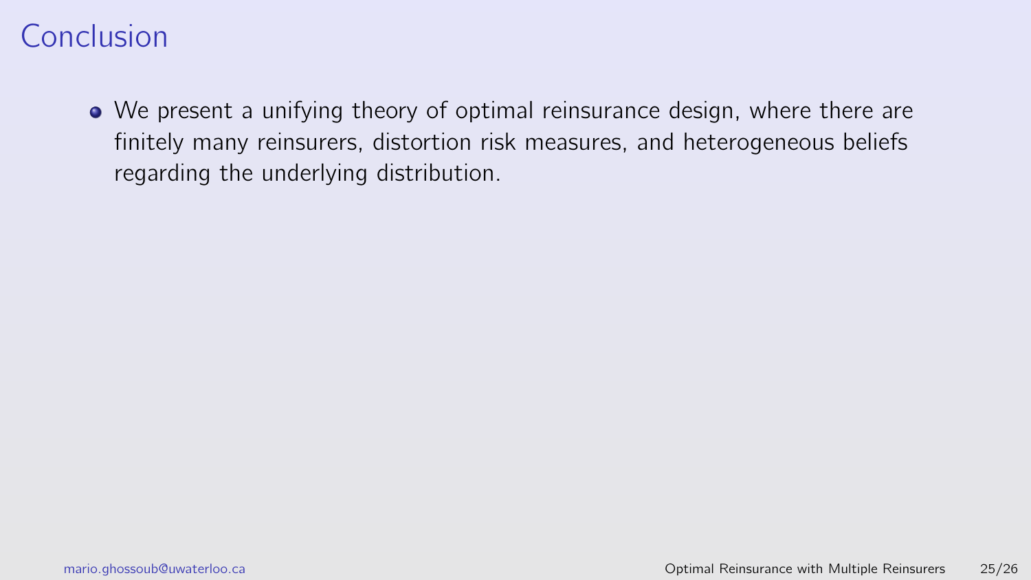# Conclusion

- We present a unifying theory of optimal reinsurance design, where there are finitely many reinsurers, distortion risk measures, and heterogeneous beliefs regarding the underlying distribution.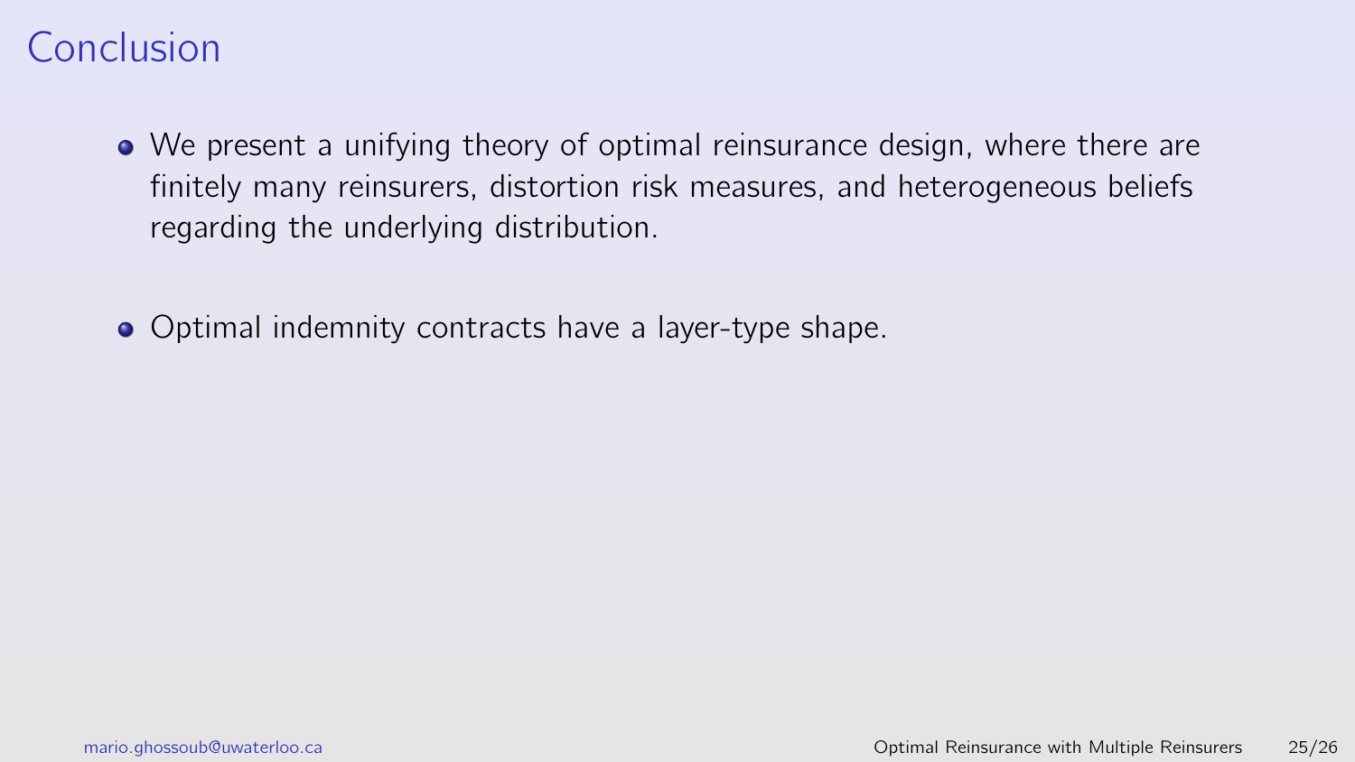# Conclusion

- We present a unifying theory of optimal reinsurance design, where there are finitely many reinsurers, distortion risk measures, and heterogeneous beliefs regarding the underlying distribution.
- Optimal indemnity contracts have a layer-type shape.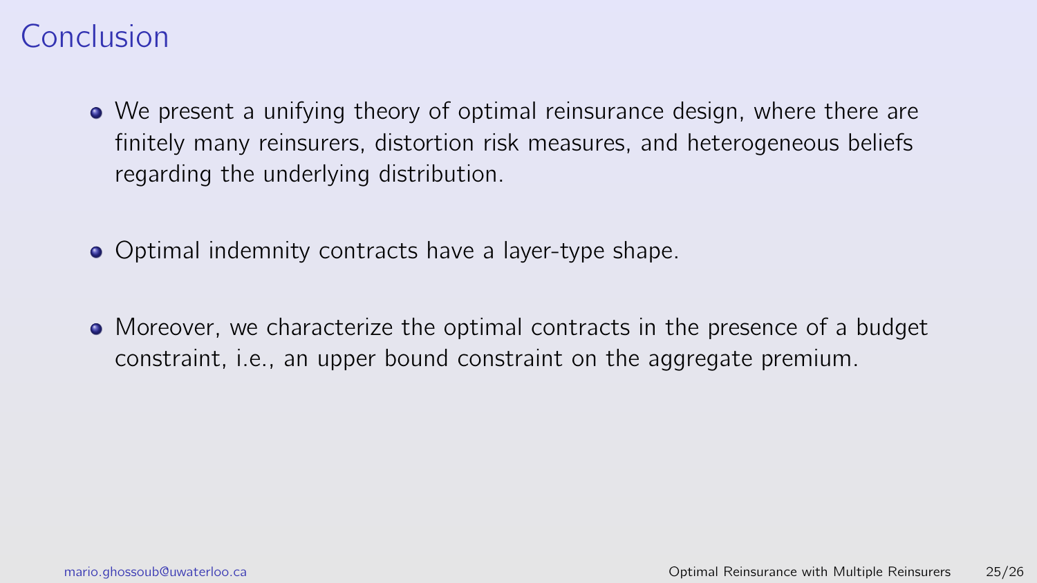# Conclusion

- We present a unifying theory of optimal reinsurance design, where there are finitely many reinsurers, distortion risk measures, and heterogeneous beliefs regarding the underlying distribution.

- Optimal indemnity contracts have a layer-type shape.

- Moreover, we characterize the optimal contracts in the presence of a budget constraint, i.e., an upper bound constraint on the aggregate premium.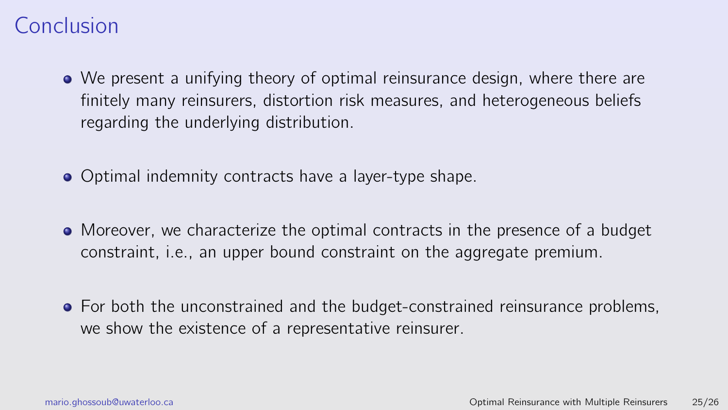# Conclusion

- We present a unifying theory of optimal reinsurance design, where there are finitely many reinsurers, distortion risk measures, and heterogeneous beliefs regarding the underlying distribution.
- Optimal indemnity contracts have a layer-type shape.
- Moreover, we characterize the optimal contracts in the presence of a budget constraint, i.e., an upper bound constraint on the aggregate premium.
- For both the unconstrained and the budget-constrained reinsurance problems, we show the existence of a representative reinsurer.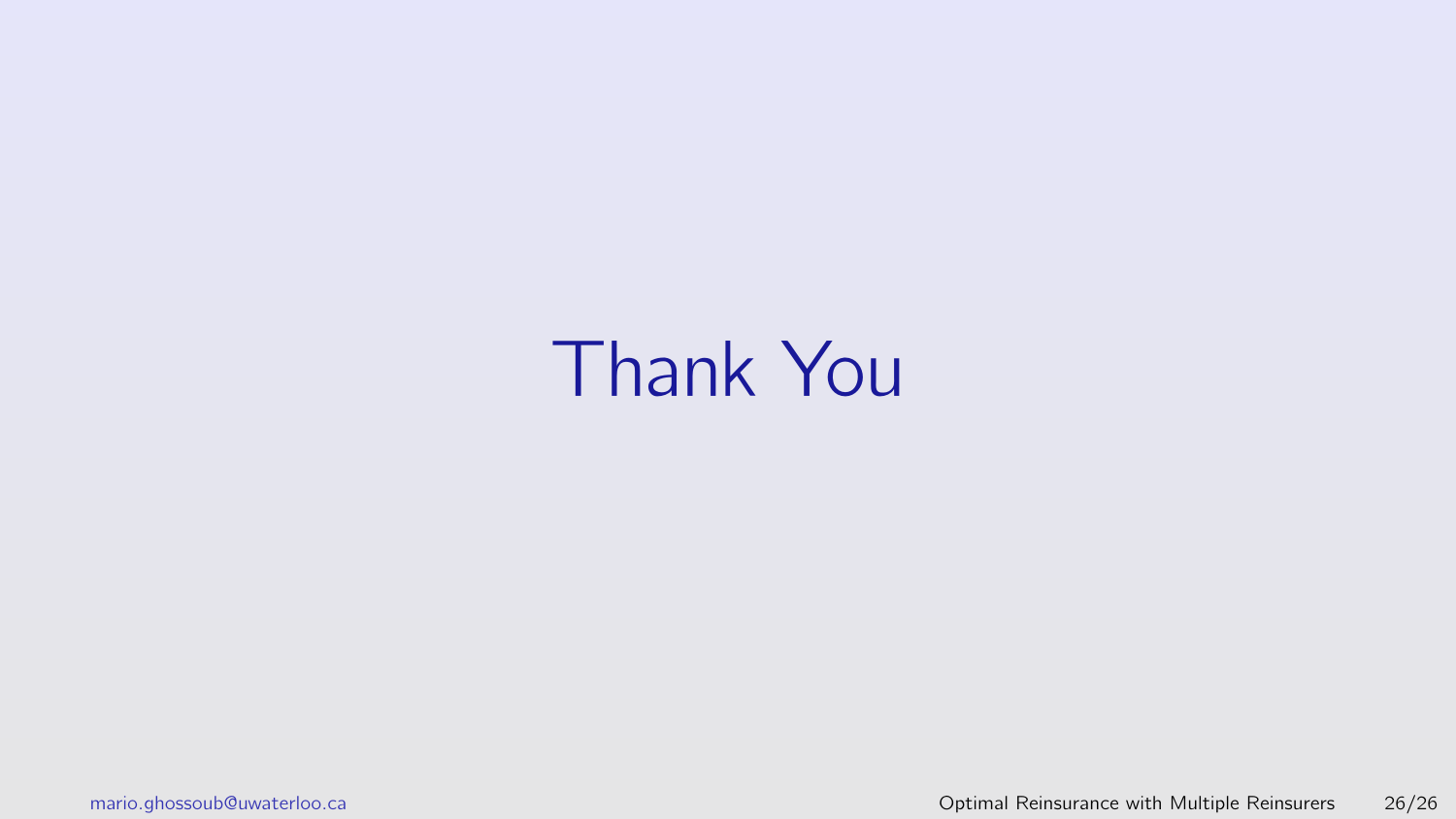# Thank You